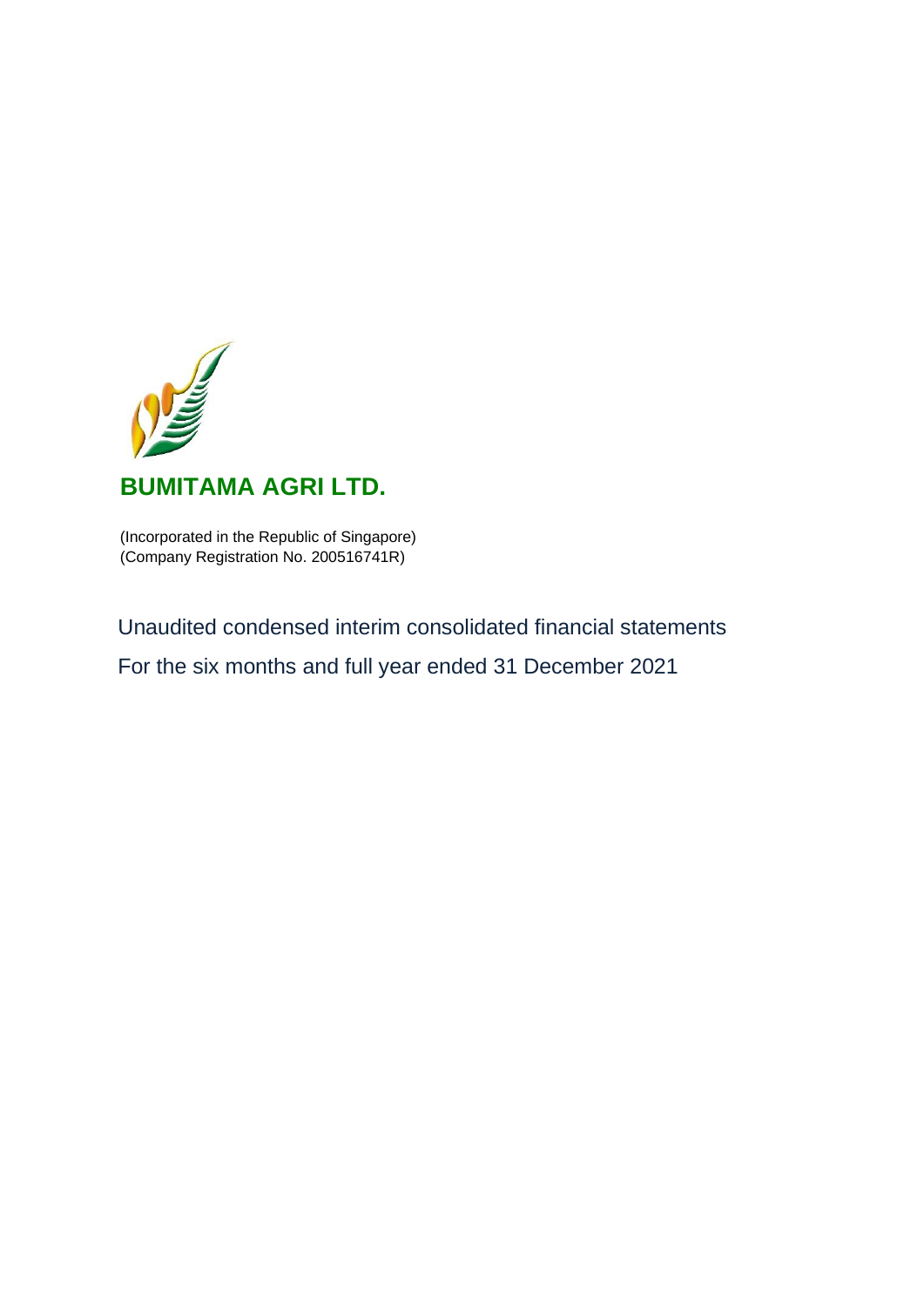# BUMITAMA AGRI LTD.

(Incorporated in the Republic of Singapore)
(Company Registration No. 200516741R)

## Unaudited condensed interim consolidated financial statements

## For the six months and full year ended 31 December 2021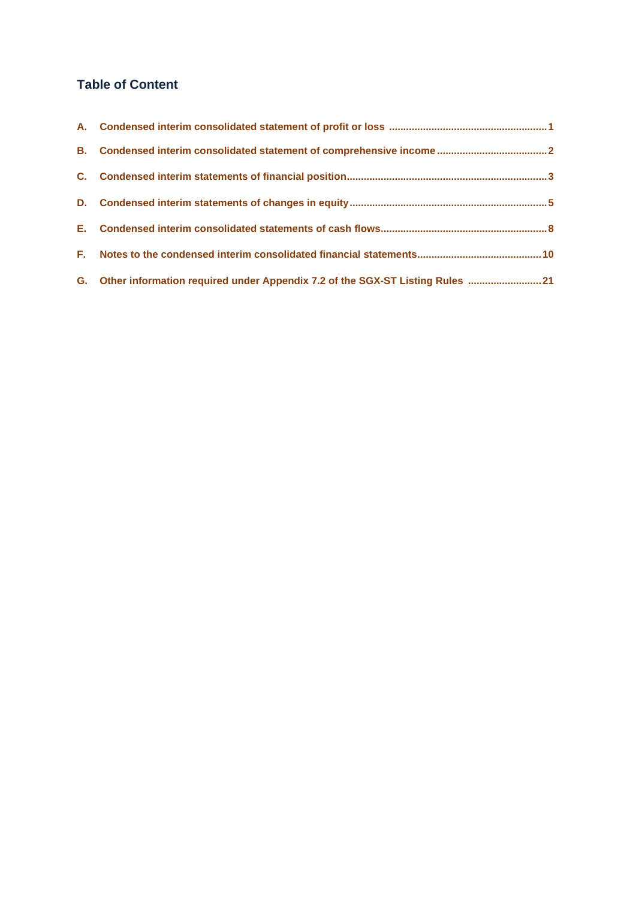## Table of Content

| | | |
|---|---|---|
| A. | Condensed interim consolidated statement of profit or loss | 1 |
| B. | Condensed interim consolidated statement of comprehensive income | 2 |
| C. | Condensed interim statements of financial position | 3 |
| D. | Condensed interim statements of changes in equity | 5 |
| E. | Condensed interim consolidated statements of cash flows | 8 |
| F. | Notes to the condensed interim consolidated financial statements | 10 |
| G. | Other information required under Appendix 7.2 of the SGX-ST Listing Rules | 21 |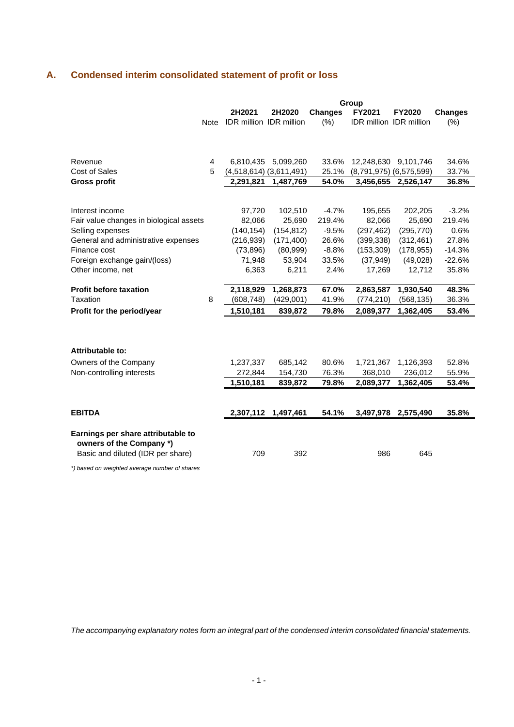## A. Condensed interim consolidated statement of profit or loss

| | Note | Group | | | | | |
|---|---|---|---|---|---|---|---|
| | | 2H2021 | 2H2020 | Changes | FY2021 | FY2020 | Changes |
| | | IDR million | IDR million | (%) | IDR million | IDR million | (%) |
| Revenue | 4 | 6,810,435 | 5,099,260 | 33.6% | 12,248,630 | 9,101,746 | 34.6% |
| Cost of Sales | 5 | (4,518,614) | (3,611,491) | 25.1% | (8,791,975) | (6,575,599) | 33.7% |
| **Gross profit** | | **2,291,821** | **1,487,769** | **54.0%** | **3,456,655** | **2,526,147** | **36.8%** |
| Interest income | | 97,720 | 102,510 | -4.7% | 195,655 | 202,205 | -3.2% |
| Fair value changes in biological assets | | 82,066 | 25,690 | 219.4% | 82,066 | 25,690 | 219.4% |
| Selling expenses | | (140,154) | (154,812) | -9.5% | (297,462) | (295,770) | 0.6% |
| General and administrative expenses | | (216,939) | (171,400) | 26.6% | (399,338) | (312,461) | 27.8% |
| Finance cost | | (73,896) | (80,999) | -8.8% | (153,309) | (178,955) | -14.3% |
| Foreign exchange gain/(loss) | | 71,948 | 53,904 | 33.5% | (37,949) | (49,028) | -22.6% |
| Other income, net | | 6,363 | 6,211 | 2.4% | 17,269 | 12,712 | 35.8% |
| **Profit before taxation** | | **2,118,929** | **1,268,873** | **67.0%** | **2,863,587** | **1,930,540** | **48.3%** |
| Taxation | 8 | (608,748) | (429,001) | 41.9% | (774,210) | (568,135) | 36.3% |
| **Profit for the period/year** | | **1,510,181** | **839,872** | **79.8%** | **2,089,377** | **1,362,405** | **53.4%** |
| **Attributable to:** | | | | | | | |
| Owners of the Company | | 1,237,337 | 685,142 | 80.6% | 1,721,367 | 1,126,393 | 52.8% |
| Non-controlling interests | | 272,844 | 154,730 | 76.3% | 368,010 | 236,012 | 55.9% |
| | | **1,510,181** | **839,872** | **79.8%** | **2,089,377** | **1,362,405** | **53.4%** |
| **EBITDA** | | **2,307,112** | **1,497,461** | **54.1%** | **3,497,978** | **2,575,490** | **35.8%** |
| **Earnings per share attributable to owners of the Company *)** | | | | | | | |
| Basic and diluted (IDR per share) | | 709 | 392 | | 986 | 645 | |

*\*) based on weighted average number of shares*

*The accompanying explanatory notes form an integral part of the condensed interim consolidated financial statements.*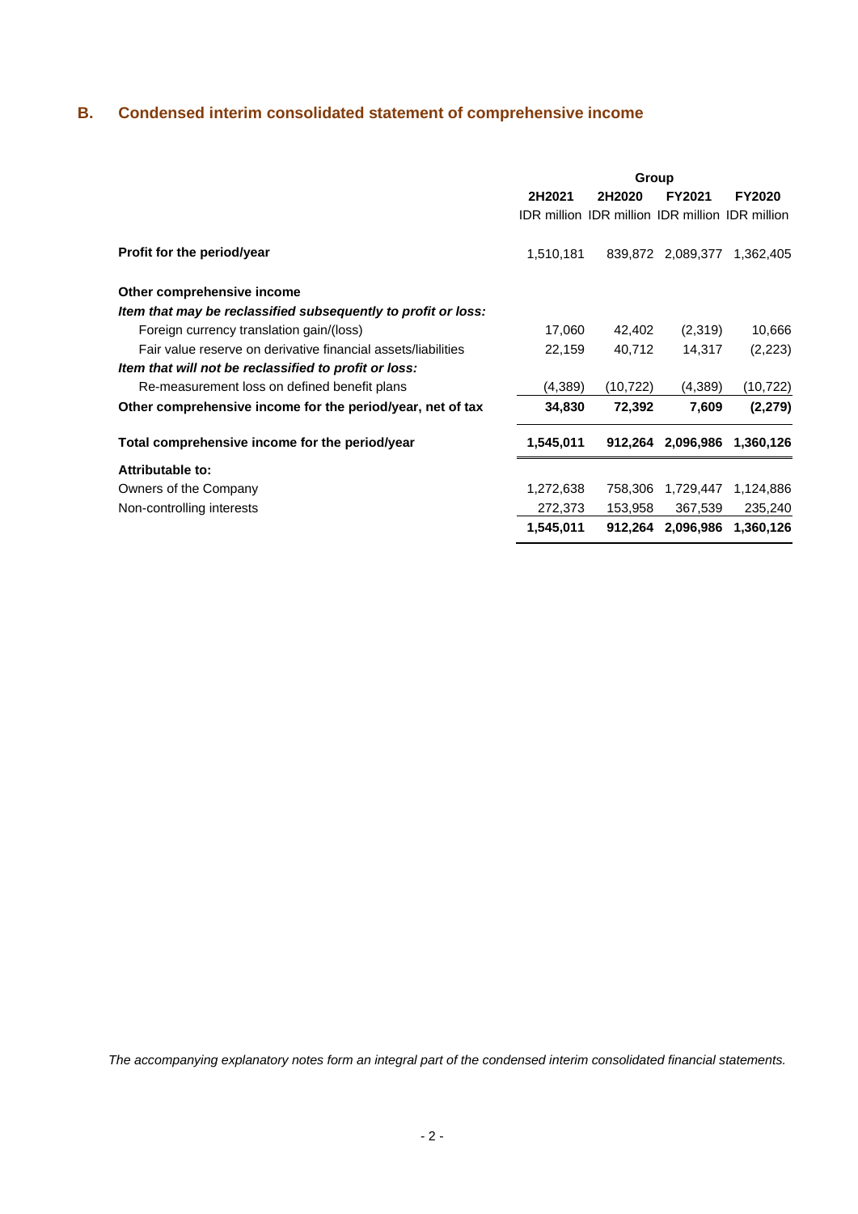## B. Condensed interim consolidated statement of comprehensive income

| | Group | | | |
|---|---|---|---|---|
| | 2H2021 | 2H2020 | FY2021 | FY2020 |
| | IDR million | IDR million | IDR million | IDR million |
| **Profit for the period/year** | 1,510,181 | 839,872 | 2,089,377 | 1,362,405 |
| **Other comprehensive income** | | | | |
| ***Item that may be reclassified subsequently to profit or loss:*** | | | | |
| Foreign currency translation gain/(loss) | 17,060 | 42,402 | (2,319) | 10,666 |
| Fair value reserve on derivative financial assets/liabilities | 22,159 | 40,712 | 14,317 | (2,223) |
| ***Item that will not be reclassified to profit or loss:*** | | | | |
| Re-measurement loss on defined benefit plans | (4,389) | (10,722) | (4,389) | (10,722) |
| **Other comprehensive income for the period/year, net of tax** | **34,830** | **72,392** | **7,609** | **(2,279)** |
| **Total comprehensive income for the period/year** | **1,545,011** | **912,264** | **2,096,986** | **1,360,126** |
| **Attributable to:** | | | | |
| Owners of the Company | 1,272,638 | 758,306 | 1,729,447 | 1,124,886 |
| Non-controlling interests | 272,373 | 153,958 | 367,539 | 235,240 |
| | **1,545,011** | **912,264** | **2,096,986** | **1,360,126** |

*The accompanying explanatory notes form an integral part of the condensed interim consolidated financial statements.*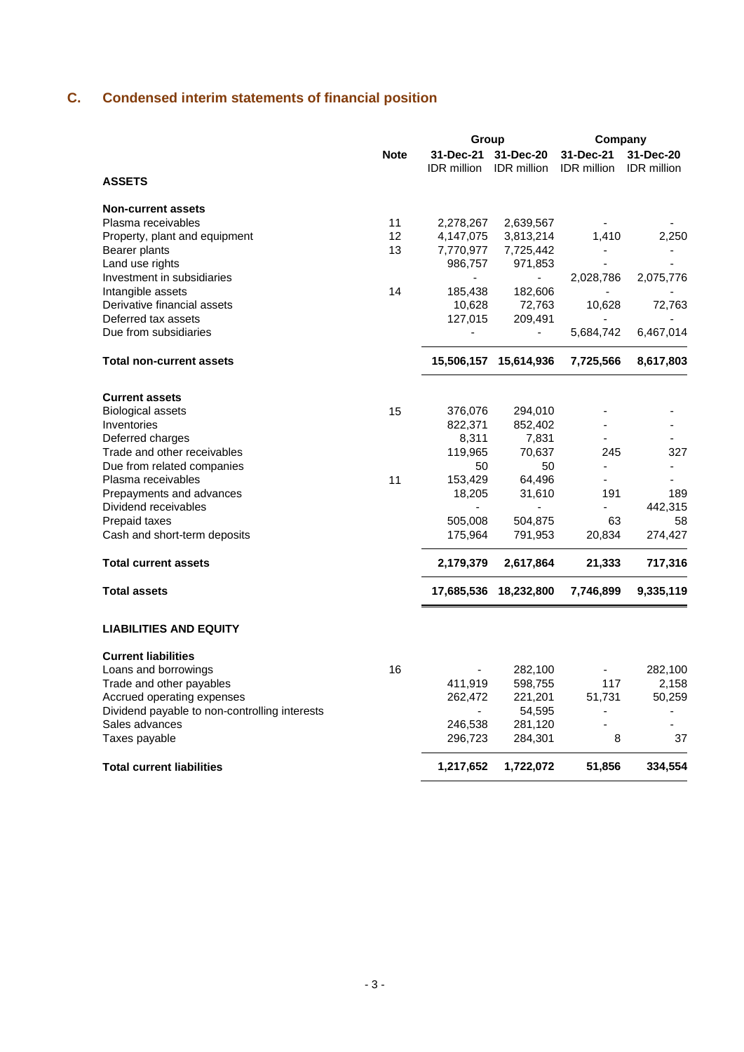## C. Condensed interim statements of financial position

| | Note | Group | | Company | |
|---|---|---|---|---|---|
| | | 31-Dec-21 IDR million | 31-Dec-20 IDR million | 31-Dec-21 IDR million | 31-Dec-20 IDR million |
| **ASSETS** | | | | | |
| **Non-current assets** | | | | | |
| Plasma receivables | 11 | 2,278,267 | 2,639,567 | - | - |
| Property, plant and equipment | 12 | 4,147,075 | 3,813,214 | 1,410 | 2,250 |
| Bearer plants | 13 | 7,770,977 | 7,725,442 | - | - |
| Land use rights | | 986,757 | 971,853 | - | - |
| Investment in subsidiaries | | - | - | 2,028,786 | 2,075,776 |
| Intangible assets | 14 | 185,438 | 182,606 | - | - |
| Derivative financial assets | | 10,628 | 72,763 | 10,628 | 72,763 |
| Deferred tax assets | | 127,015 | 209,491 | - | - |
| Due from subsidiaries | | - | - | 5,684,742 | 6,467,014 |
| **Total non-current assets** | | **15,506,157** | **15,614,936** | **7,725,566** | **8,617,803** |
| **Current assets** | | | | | |
| Biological assets | 15 | 376,076 | 294,010 | - | - |
| Inventories | | 822,371 | 852,402 | - | - |
| Deferred charges | | 8,311 | 7,831 | - | - |
| Trade and other receivables | | 119,965 | 70,637 | 245 | 327 |
| Due from related companies | | 50 | 50 | - | - |
| Plasma receivables | 11 | 153,429 | 64,496 | - | - |
| Prepayments and advances | | 18,205 | 31,610 | 191 | 189 |
| Dividend receivables | | - | - | - | 442,315 |
| Prepaid taxes | | 505,008 | 504,875 | 63 | 58 |
| Cash and short-term deposits | | 175,964 | 791,953 | 20,834 | 274,427 |
| **Total current assets** | | **2,179,379** | **2,617,864** | **21,333** | **717,316** |
| **Total assets** | | **17,685,536** | **18,232,800** | **7,746,899** | **9,335,119** |
| **LIABILITIES AND EQUITY** | | | | | |
| **Current liabilities** | | | | | |
| Loans and borrowings | 16 | - | 282,100 | - | 282,100 |
| Trade and other payables | | 411,919 | 598,755 | 117 | 2,158 |
| Accrued operating expenses | | 262,472 | 221,201 | 51,731 | 50,259 |
| Dividend payable to non-controlling interests | | - | 54,595 | - | - |
| Sales advances | | 246,538 | 281,120 | - | - |
| Taxes payable | | 296,723 | 284,301 | 8 | 37 |
| **Total current liabilities** | | **1,217,652** | **1,722,072** | **51,856** | **334,554** |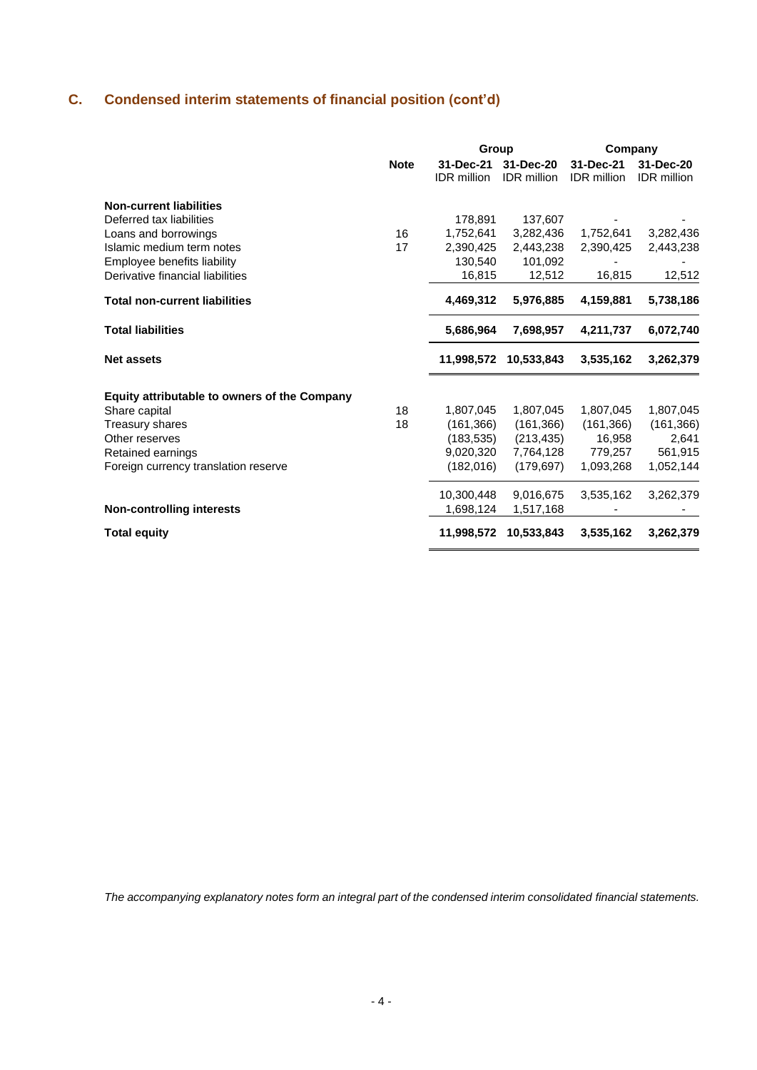## C. Condensed interim statements of financial position (cont'd)

| | Note | Group | | Company | |
|---|---|---|---|---|---|
| | | 31-Dec-21 IDR million | 31-Dec-20 IDR million | 31-Dec-21 IDR million | 31-Dec-20 IDR million |
| **Non-current liabilities** | | | | | |
| Deferred tax liabilities | | 178,891 | 137,607 | - | - |
| Loans and borrowings | 16 | 1,752,641 | 3,282,436 | 1,752,641 | 3,282,436 |
| Islamic medium term notes | 17 | 2,390,425 | 2,443,238 | 2,390,425 | 2,443,238 |
| Employee benefits liability | | 130,540 | 101,092 | - | - |
| Derivative financial liabilities | | 16,815 | 12,512 | 16,815 | 12,512 |
| **Total non-current liabilities** | | **4,469,312** | **5,976,885** | **4,159,881** | **5,738,186** |
| **Total liabilities** | | **5,686,964** | **7,698,957** | **4,211,737** | **6,072,740** |
| **Net assets** | | **11,998,572** | **10,533,843** | **3,535,162** | **3,262,379** |
| **Equity attributable to owners of the Company** | | | | | |
| Share capital | 18 | 1,807,045 | 1,807,045 | 1,807,045 | 1,807,045 |
| Treasury shares | 18 | (161,366) | (161,366) | (161,366) | (161,366) |
| Other reserves | | (183,535) | (213,435) | 16,958 | 2,641 |
| Retained earnings | | 9,020,320 | 7,764,128 | 779,257 | 561,915 |
| Foreign currency translation reserve | | (182,016) | (179,697) | 1,093,268 | 1,052,144 |
| | | 10,300,448 | 9,016,675 | 3,535,162 | 3,262,379 |
| **Non-controlling interests** | | 1,698,124 | 1,517,168 | - | - |
| **Total equity** | | **11,998,572** | **10,533,843** | **3,535,162** | **3,262,379** |

*The accompanying explanatory notes form an integral part of the condensed interim consolidated financial statements.*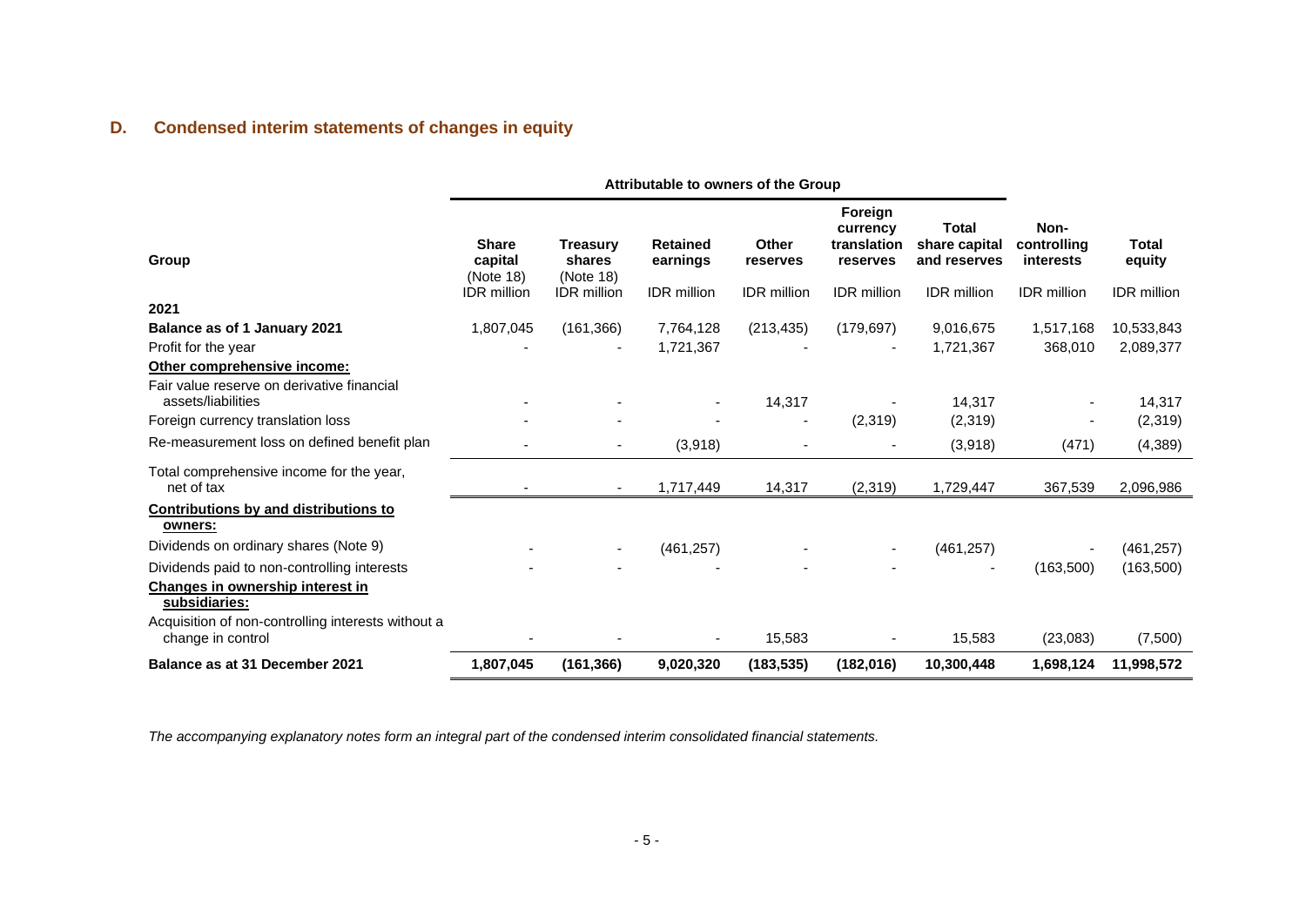## D. Condensed interim statements of changes in equity

| Group | Attributable to owners of the Group | | | | | | Non-controlling interests | Total equity |
|---|---|---|---|---|---|---|---|---|
| | Share capital (Note 18) | Treasury shares (Note 18) | Retained earnings | Other reserves | Foreign currency translation reserves | Total share capital and reserves | | |
| | IDR million | IDR million | IDR million | IDR million | IDR million | IDR million | IDR million | IDR million |
| **2021** | | | | | | | | |
| **Balance as of 1 January 2021** | 1,807,045 | (161,366) | 7,764,128 | (213,435) | (179,697) | 9,016,675 | 1,517,168 | 10,533,843 |
| Profit for the year | - | - | 1,721,367 | - | - | 1,721,367 | 368,010 | 2,089,377 |
| **Other comprehensive income:** | | | | | | | | |
| Fair value reserve on derivative financial assets/liabilities | - | - | - | 14,317 | - | 14,317 | - | 14,317 |
| Foreign currency translation loss | - | - | - | - | (2,319) | (2,319) | - | (2,319) |
| Re-measurement loss on defined benefit plan | - | - | (3,918) | - | - | (3,918) | (471) | (4,389) |
| Total comprehensive income for the year, net of tax | - | - | 1,717,449 | 14,317 | (2,319) | 1,729,447 | 367,539 | 2,096,986 |
| **Contributions by and distributions to owners:** | | | | | | | | |
| Dividends on ordinary shares (Note 9) | - | - | (461,257) | - | - | (461,257) | - | (461,257) |
| Dividends paid to non-controlling interests | - | - | - | - | - | - | (163,500) | (163,500) |
| **Changes in ownership interest in subsidiaries:** | | | | | | | | |
| Acquisition of non-controlling interests without a change in control | - | - | - | 15,583 | - | 15,583 | (23,083) | (7,500) |
| **Balance as at 31 December 2021** | **1,807,045** | **(161,366)** | **9,020,320** | **(183,535)** | **(182,016)** | **10,300,448** | **1,698,124** | **11,998,572** |

*The accompanying explanatory notes form an integral part of the condensed interim consolidated financial statements.*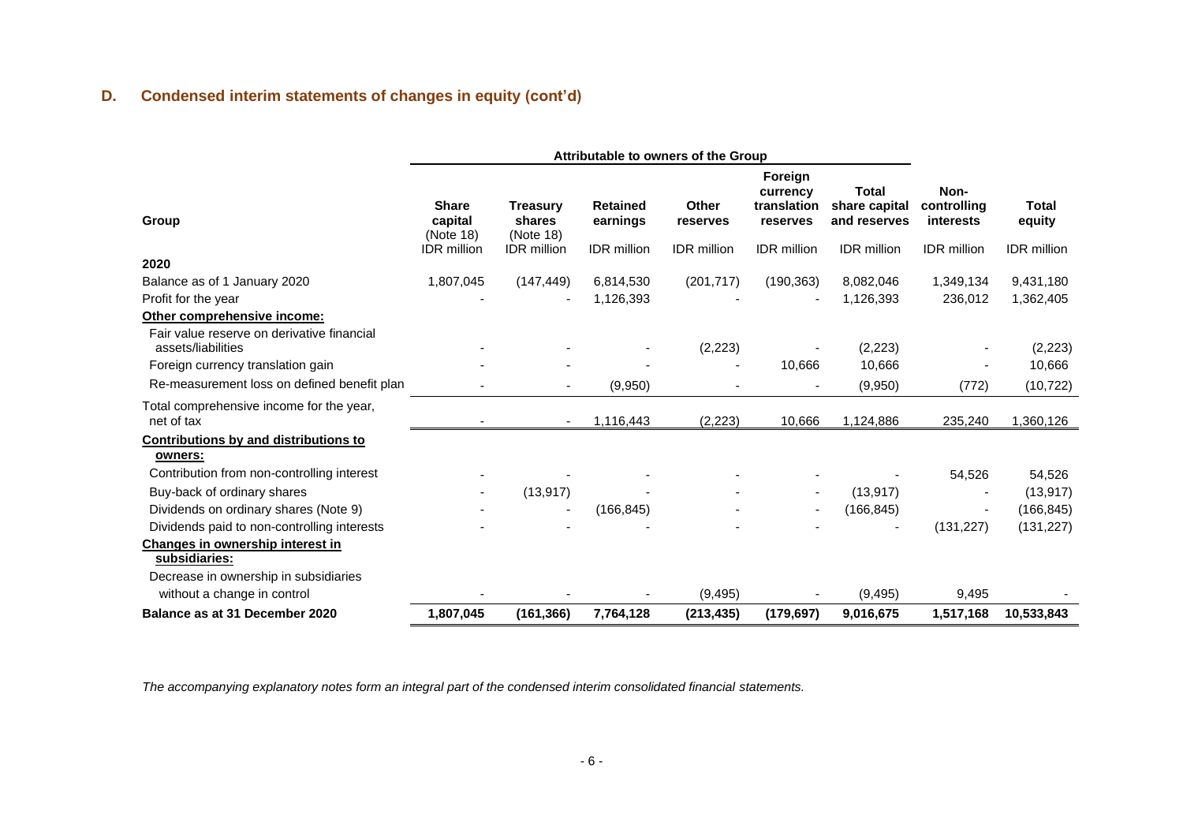## D. Condensed interim statements of changes in equity (cont'd)

| Group | Attributable to owners of the Group | | | | | | | |
|---|---|---|---|---|---|---|---|---|
| | Share capital (Note 18) | Treasury shares (Note 18) | Retained earnings | Other reserves | Foreign currency translation reserves | Total share capital and reserves | Non-controlling interests | Total equity |
| | IDR million | IDR million | IDR million | IDR million | IDR million | IDR million | IDR million | IDR million |
| **2020** | | | | | | | | |
| Balance as of 1 January 2020 | 1,807,045 | (147,449) | 6,814,530 | (201,717) | (190,363) | 8,082,046 | 1,349,134 | 9,431,180 |
| Profit for the year | - | - | 1,126,393 | - | - | 1,126,393 | 236,012 | 1,362,405 |
| **Other comprehensive income:** | | | | | | | | |
| Fair value reserve on derivative financial assets/liabilities | - | - | - | (2,223) | - | (2,223) | - | (2,223) |
| Foreign currency translation gain | - | - | - | - | 10,666 | 10,666 | - | 10,666 |
| Re-measurement loss on defined benefit plan | - | - | (9,950) | - | - | (9,950) | (772) | (10,722) |
| Total comprehensive income for the year, net of tax | - | - | 1,116,443 | (2,223) | 10,666 | 1,124,886 | 235,240 | 1,360,126 |
| **Contributions by and distributions to owners:** | | | | | | | | |
| Contribution from non-controlling interest | - | - | - | - | - | - | 54,526 | 54,526 |
| Buy-back of ordinary shares | - | (13,917) | - | - | - | (13,917) | - | (13,917) |
| Dividends on ordinary shares (Note 9) | - | - | (166,845) | - | - | (166,845) | - | (166,845) |
| Dividends paid to non-controlling interests | - | - | - | - | - | - | (131,227) | (131,227) |
| **Changes in ownership interest in subsidiaries:** | | | | | | | | |
| Decrease in ownership in subsidiaries without a change in control | - | - | - | (9,495) | - | (9,495) | 9,495 | - |
| **Balance as at 31 December 2020** | **1,807,045** | **(161,366)** | **7,764,128** | **(213,435)** | **(179,697)** | **9,016,675** | **1,517,168** | **10,533,843** |

*The accompanying explanatory notes form an integral part of the condensed interim consolidated financial statements.*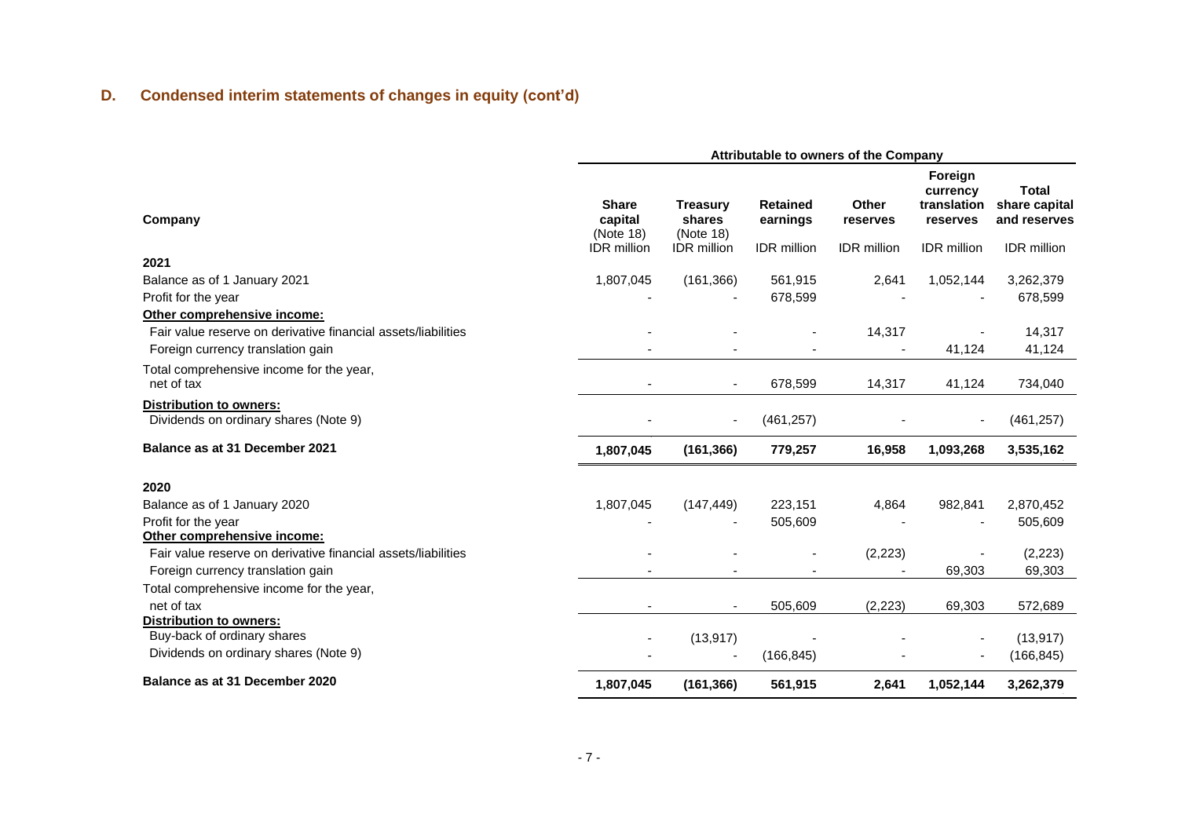## D. Condensed interim statements of changes in equity (cont'd)

| Company | Attributable to owners of the Company | | | | | |
|---|---|---|---|---|---|---|
| | Share capital (Note 18) | Treasury shares (Note 18) | Retained earnings | Other reserves | Foreign currency translation reserves | Total share capital and reserves |
| | IDR million | IDR million | IDR million | IDR million | IDR million | IDR million |
| **2021** | | | | | | |
| Balance as of 1 January 2021 | 1,807,045 | (161,366) | 561,915 | 2,641 | 1,052,144 | 3,262,379 |
| Profit for the year | - | - | 678,599 | - | - | 678,599 |
| **Other comprehensive income:** | | | | | | |
| Fair value reserve on derivative financial assets/liabilities | - | - | - | 14,317 | - | 14,317 |
| Foreign currency translation gain | - | - | - | - | 41,124 | 41,124 |
| Total comprehensive income for the year, net of tax | - | - | 678,599 | 14,317 | 41,124 | 734,040 |
| **Distribution to owners:** | | | | | | |
| Dividends on ordinary shares (Note 9) | - | - | (461,257) | - | - | (461,257) |
| **Balance as at 31 December 2021** | **1,807,045** | **(161,366)** | **779,257** | **16,958** | **1,093,268** | **3,535,162** |
| **2020** | | | | | | |
| Balance as of 1 January 2020 | 1,807,045 | (147,449) | 223,151 | 4,864 | 982,841 | 2,870,452 |
| Profit for the year | - | - | 505,609 | - | - | 505,609 |
| **Other comprehensive income:** | | | | | | |
| Fair value reserve on derivative financial assets/liabilities | - | - | - | (2,223) | - | (2,223) |
| Foreign currency translation gain | - | - | - | - | 69,303 | 69,303 |
| Total comprehensive income for the year, net of tax | - | - | 505,609 | (2,223) | 69,303 | 572,689 |
| **Distribution to owners:** | | | | | | |
| Buy-back of ordinary shares | - | (13,917) | - | - | - | (13,917) |
| Dividends on ordinary shares (Note 9) | - | - | (166,845) | - | - | (166,845) |
| **Balance as at 31 December 2020** | **1,807,045** | **(161,366)** | **561,915** | **2,641** | **1,052,144** | **3,262,379** |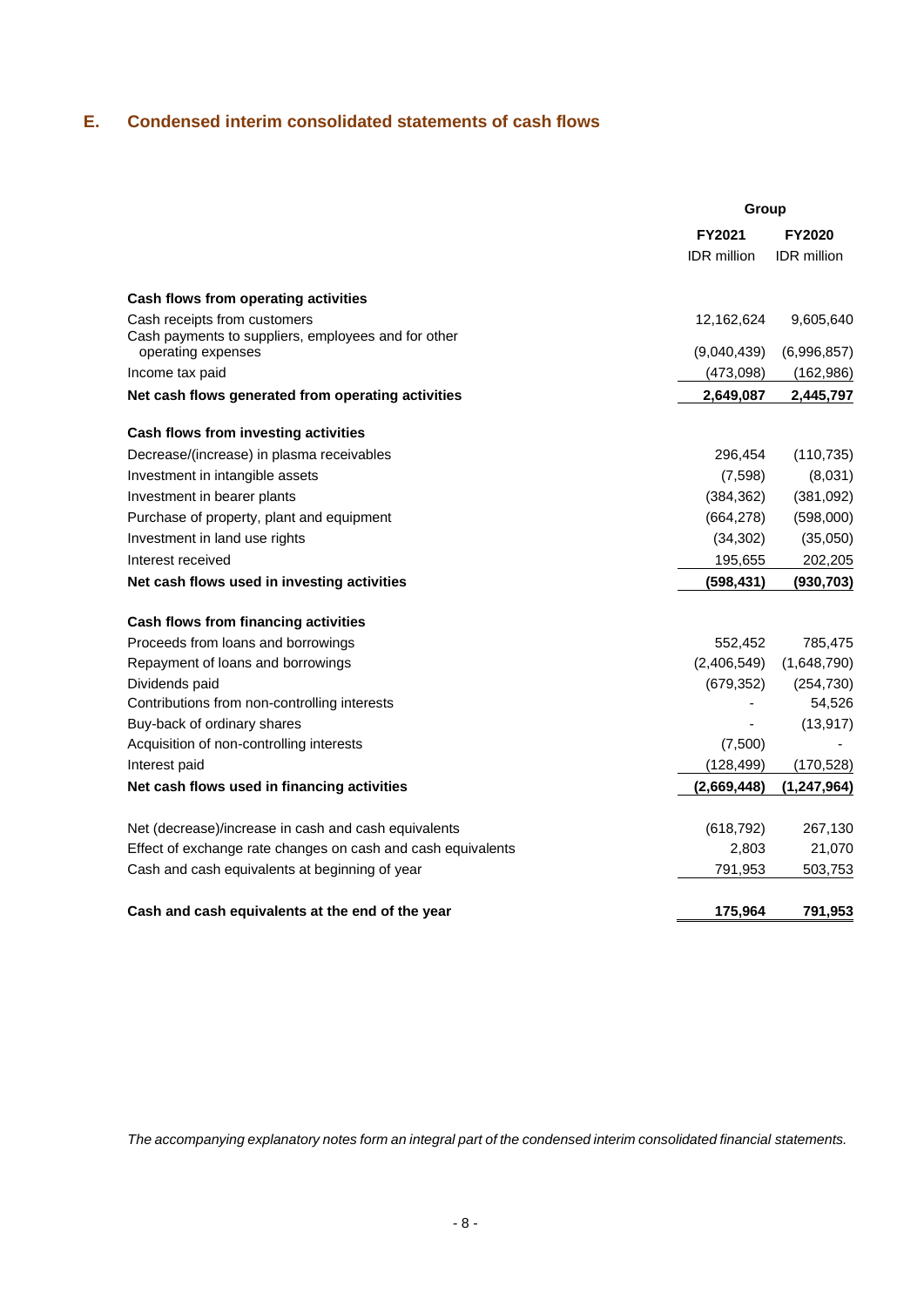## E. Condensed interim consolidated statements of cash flows

| | Group | |
|---|---|---|
| | **FY2021** | **FY2020** |
| | IDR million | IDR million |
| **Cash flows from operating activities** | | |
| Cash receipts from customers | 12,162,624 | 9,605,640 |
| Cash payments to suppliers, employees and for other operating expenses | (9,040,439) | (6,996,857) |
| Income tax paid | (473,098) | (162,986) |
| **Net cash flows generated from operating activities** | **2,649,087** | **2,445,797** |
| **Cash flows from investing activities** | | |
| Decrease/(increase) in plasma receivables | 296,454 | (110,735) |
| Investment in intangible assets | (7,598) | (8,031) |
| Investment in bearer plants | (384,362) | (381,092) |
| Purchase of property, plant and equipment | (664,278) | (598,000) |
| Investment in land use rights | (34,302) | (35,050) |
| Interest received | 195,655 | 202,205 |
| **Net cash flows used in investing activities** | **(598,431)** | **(930,703)** |
| **Cash flows from financing activities** | | |
| Proceeds from loans and borrowings | 552,452 | 785,475 |
| Repayment of loans and borrowings | (2,406,549) | (1,648,790) |
| Dividends paid | (679,352) | (254,730) |
| Contributions from non-controlling interests | - | 54,526 |
| Buy-back of ordinary shares | - | (13,917) |
| Acquisition of non-controlling interests | (7,500) | - |
| Interest paid | (128,499) | (170,528) |
| **Net cash flows used in financing activities** | **(2,669,448)** | **(1,247,964)** |
| Net (decrease)/increase in cash and cash equivalents | (618,792) | 267,130 |
| Effect of exchange rate changes on cash and cash equivalents | 2,803 | 21,070 |
| Cash and cash equivalents at beginning of year | 791,953 | 503,753 |
| **Cash and cash equivalents at the end of the year** | **175,964** | **791,953** |

*The accompanying explanatory notes form an integral part of the condensed interim consolidated financial statements.*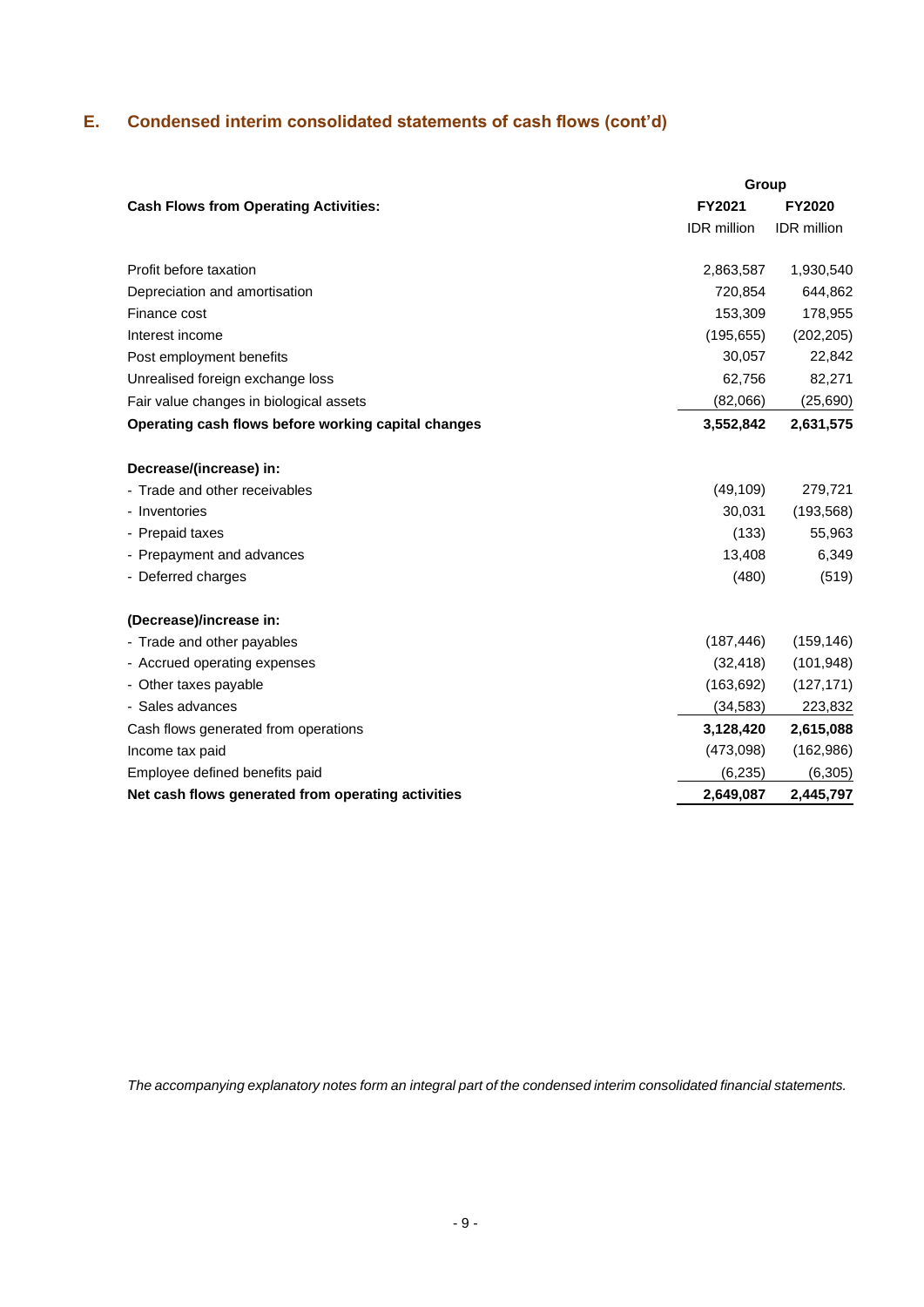## E. Condensed interim consolidated statements of cash flows (cont'd)

| | Group | |
|---|---|---|
| **Cash Flows from Operating Activities:** | **FY2021** | **FY2020** |
| | IDR million | IDR million |
| Profit before taxation | 2,863,587 | 1,930,540 |
| Depreciation and amortisation | 720,854 | 644,862 |
| Finance cost | 153,309 | 178,955 |
| Interest income | (195,655) | (202,205) |
| Post employment benefits | 30,057 | 22,842 |
| Unrealised foreign exchange loss | 62,756 | 82,271 |
| Fair value changes in biological assets | (82,066) | (25,690) |
| **Operating cash flows before working capital changes** | **3,552,842** | **2,631,575** |
| | | |
| **Decrease/(increase) in:** | | |
| - Trade and other receivables | (49,109) | 279,721 |
| - Inventories | 30,031 | (193,568) |
| - Prepaid taxes | (133) | 55,963 |
| - Prepayment and advances | 13,408 | 6,349 |
| - Deferred charges | (480) | (519) |
| | | |
| **(Decrease)/increase in:** | | |
| - Trade and other payables | (187,446) | (159,146) |
| - Accrued operating expenses | (32,418) | (101,948) |
| - Other taxes payable | (163,692) | (127,171) |
| - Sales advances | (34,583) | 223,832 |
| Cash flows generated from operations | **3,128,420** | **2,615,088** |
| Income tax paid | (473,098) | (162,986) |
| Employee defined benefits paid | (6,235) | (6,305) |
| **Net cash flows generated from operating activities** | **2,649,087** | **2,445,797** |

*The accompanying explanatory notes form an integral part of the condensed interim consolidated financial statements.*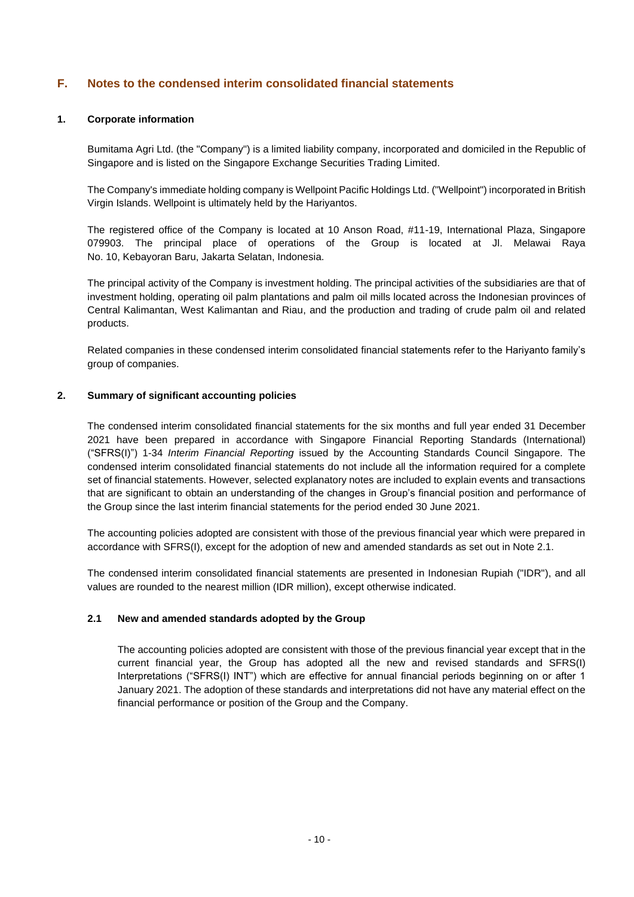## F. Notes to the condensed interim consolidated financial statements

### 1. Corporate information

Bumitama Agri Ltd. (the "Company") is a limited liability company, incorporated and domiciled in the Republic of Singapore and is listed on the Singapore Exchange Securities Trading Limited.

The Company's immediate holding company is Wellpoint Pacific Holdings Ltd. ("Wellpoint") incorporated in British Virgin Islands. Wellpoint is ultimately held by the Hariyantos.

The registered office of the Company is located at 10 Anson Road, #11-19, International Plaza, Singapore 079903. The principal place of operations of the Group is located at Jl. Melawai Raya No. 10, Kebayoran Baru, Jakarta Selatan, Indonesia.

The principal activity of the Company is investment holding. The principal activities of the subsidiaries are that of investment holding, operating oil palm plantations and palm oil mills located across the Indonesian provinces of Central Kalimantan, West Kalimantan and Riau, and the production and trading of crude palm oil and related products.

Related companies in these condensed interim consolidated financial statements refer to the Hariyanto family's group of companies.

### 2. Summary of significant accounting policies

The condensed interim consolidated financial statements for the six months and full year ended 31 December 2021 have been prepared in accordance with Singapore Financial Reporting Standards (International) ("SFRS(I)") 1-34 *Interim Financial Reporting* issued by the Accounting Standards Council Singapore. The condensed interim consolidated financial statements do not include all the information required for a complete set of financial statements. However, selected explanatory notes are included to explain events and transactions that are significant to obtain an understanding of the changes in Group's financial position and performance of the Group since the last interim financial statements for the period ended 30 June 2021.

The accounting policies adopted are consistent with those of the previous financial year which were prepared in accordance with SFRS(I), except for the adoption of new and amended standards as set out in Note 2.1.

The condensed interim consolidated financial statements are presented in Indonesian Rupiah ("IDR"), and all values are rounded to the nearest million (IDR million), except otherwise indicated.

#### 2.1 New and amended standards adopted by the Group

The accounting policies adopted are consistent with those of the previous financial year except that in the current financial year, the Group has adopted all the new and revised standards and SFRS(I) Interpretations ("SFRS(I) INT") which are effective for annual financial periods beginning on or after 1 January 2021. The adoption of these standards and interpretations did not have any material effect on the financial performance or position of the Group and the Company.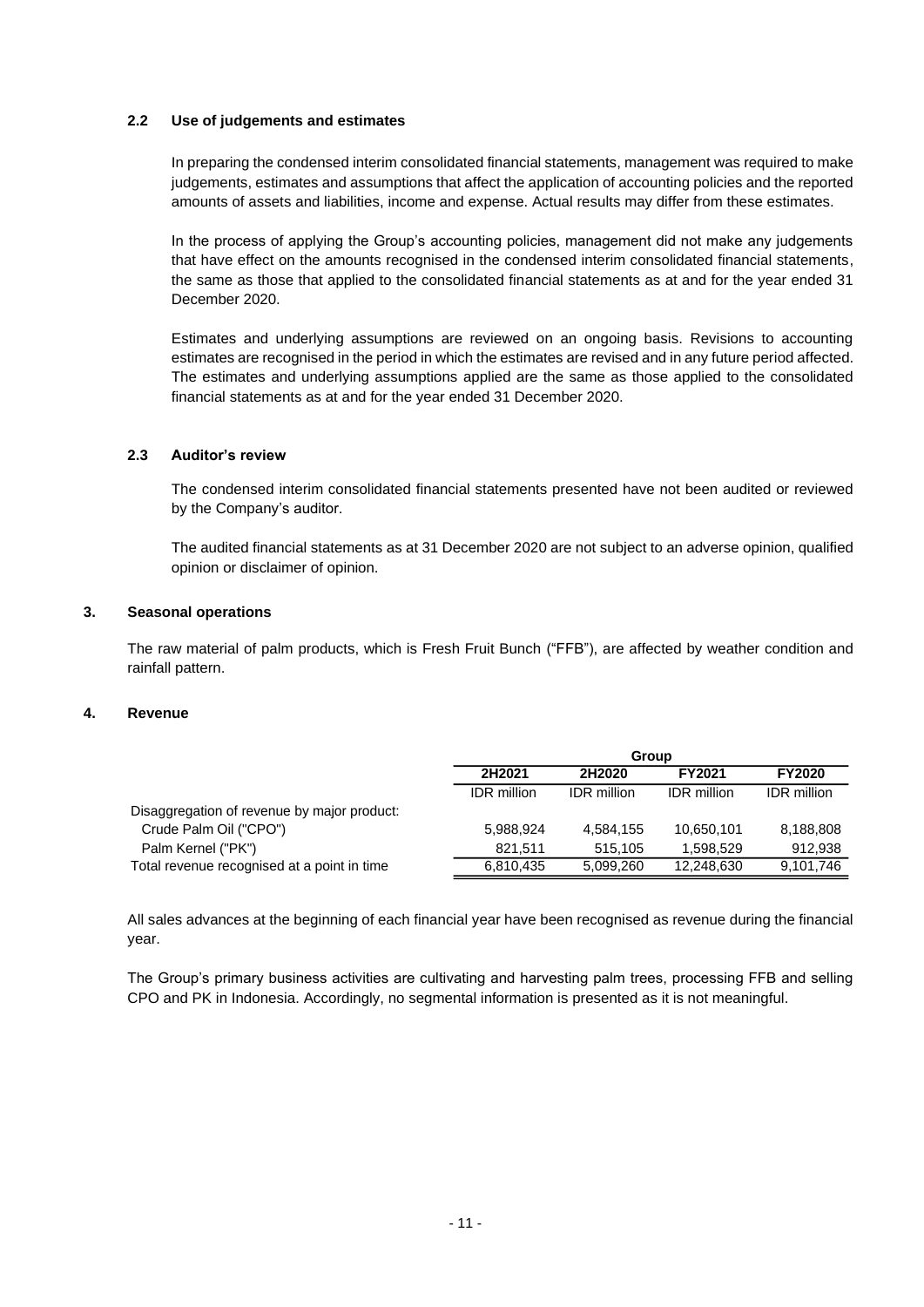### 2.2 Use of judgements and estimates

In preparing the condensed interim consolidated financial statements, management was required to make judgements, estimates and assumptions that affect the application of accounting policies and the reported amounts of assets and liabilities, income and expense. Actual results may differ from these estimates.

In the process of applying the Group's accounting policies, management did not make any judgements that have effect on the amounts recognised in the condensed interim consolidated financial statements, the same as those that applied to the consolidated financial statements as at and for the year ended 31 December 2020.

Estimates and underlying assumptions are reviewed on an ongoing basis. Revisions to accounting estimates are recognised in the period in which the estimates are revised and in any future period affected. The estimates and underlying assumptions applied are the same as those applied to the consolidated financial statements as at and for the year ended 31 December 2020.

### 2.3 Auditor's review

The condensed interim consolidated financial statements presented have not been audited or reviewed by the Company's auditor.

The audited financial statements as at 31 December 2020 are not subject to an adverse opinion, qualified opinion or disclaimer of opinion.

## 3. Seasonal operations

The raw material of palm products, which is Fresh Fruit Bunch ("FFB"), are affected by weather condition and rainfall pattern.

## 4. Revenue

| | Group | | | |
|---|---|---|---|---|
| | **2H2021** | **2H2020** | **FY2021** | **FY2020** |
| | IDR million | IDR million | IDR million | IDR million |
| Disaggregation of revenue by major product: | | | | |
| Crude Palm Oil ("CPO") | 5,988,924 | 4,584,155 | 10,650,101 | 8,188,808 |
| Palm Kernel ("PK") | 821,511 | 515,105 | 1,598,529 | 912,938 |
| Total revenue recognised at a point in time | 6,810,435 | 5,099,260 | 12,248,630 | 9,101,746 |

All sales advances at the beginning of each financial year have been recognised as revenue during the financial year.

The Group's primary business activities are cultivating and harvesting palm trees, processing FFB and selling CPO and PK in Indonesia. Accordingly, no segmental information is presented as it is not meaningful.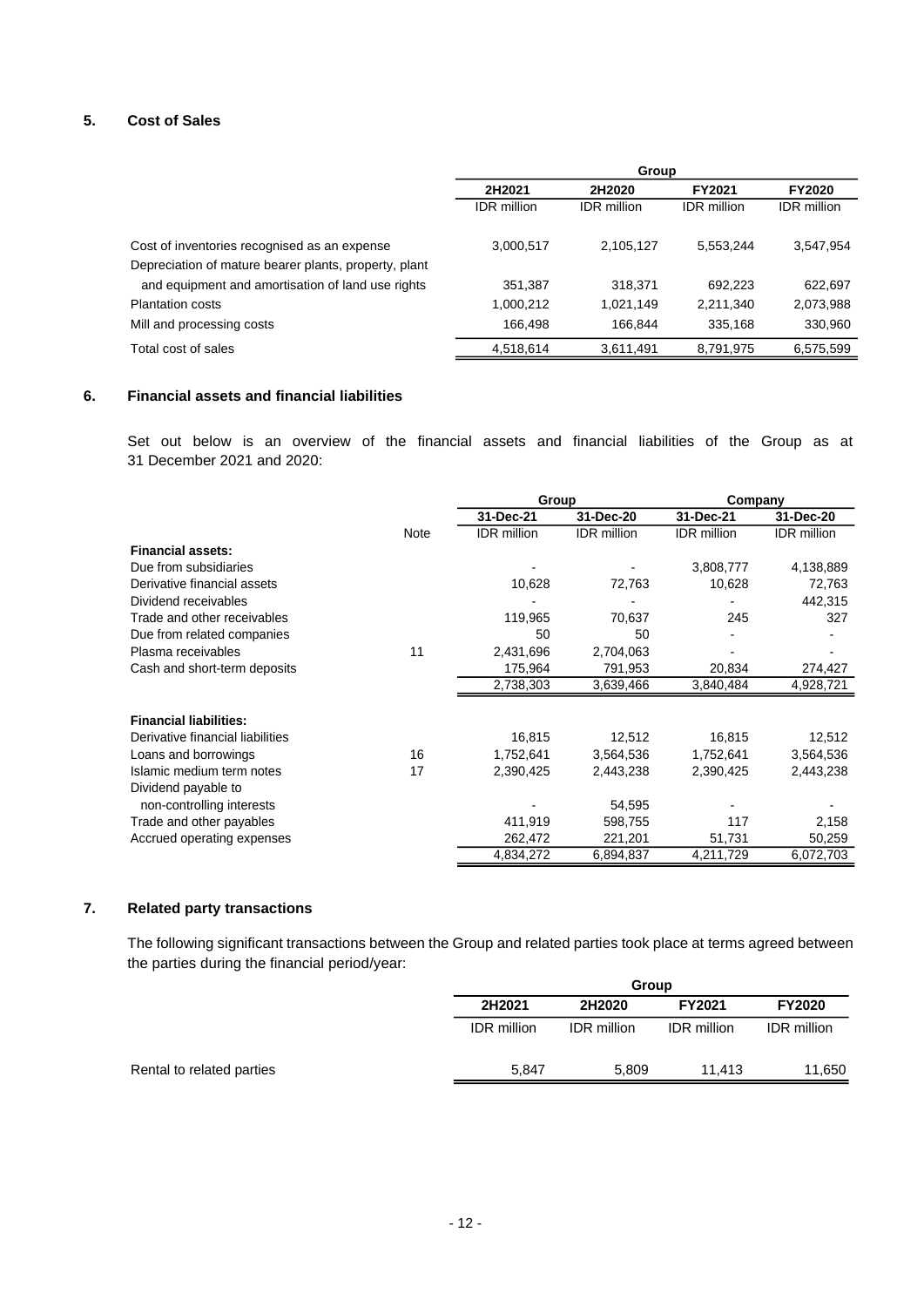## 5. Cost of Sales

| | Group | | | |
|---|---|---|---|---|
| | 2H2021 | 2H2020 | FY2021 | FY2020 |
| | IDR million | IDR million | IDR million | IDR million |
| Cost of inventories recognised as an expense | 3,000,517 | 2,105,127 | 5,553,244 | 3,547,954 |
| Depreciation of mature bearer plants, property, plant and equipment and amortisation of land use rights | 351,387 | 318,371 | 692,223 | 622,697 |
| Plantation costs | 1,000,212 | 1,021,149 | 2,211,340 | 2,073,988 |
| Mill and processing costs | 166,498 | 166,844 | 335,168 | 330,960 |
| Total cost of sales | 4,518,614 | 3,611,491 | 8,791,975 | 6,575,599 |

## 6. Financial assets and financial liabilities

Set out below is an overview of the financial assets and financial liabilities of the Group as at 31 December 2021 and 2020:

| | | Group | | Company | |
|---|---|---|---|---|---|
| | | 31-Dec-21 | 31-Dec-20 | 31-Dec-21 | 31-Dec-20 |
| | Note | IDR million | IDR million | IDR million | IDR million |
| **Financial assets:** | | | | | |
| Due from subsidiaries | | - | - | 3,808,777 | 4,138,889 |
| Derivative financial assets | | 10,628 | 72,763 | 10,628 | 72,763 |
| Dividend receivables | | - | - | - | 442,315 |
| Trade and other receivables | | 119,965 | 70,637 | 245 | 327 |
| Due from related companies | | 50 | 50 | - | - |
| Plasma receivables | 11 | 2,431,696 | 2,704,063 | - | - |
| Cash and short-term deposits | | 175,964 | 791,953 | 20,834 | 274,427 |
| | | 2,738,303 | 3,639,466 | 3,840,484 | 4,928,721 |
| **Financial liabilities:** | | | | | |
| Derivative financial liabilities | | 16,815 | 12,512 | 16,815 | 12,512 |
| Loans and borrowings | 16 | 1,752,641 | 3,564,536 | 1,752,641 | 3,564,536 |
| Islamic medium term notes | 17 | 2,390,425 | 2,443,238 | 2,390,425 | 2,443,238 |
| Dividend payable to non-controlling interests | | - | 54,595 | - | - |
| Trade and other payables | | 411,919 | 598,755 | 117 | 2,158 |
| Accrued operating expenses | | 262,472 | 221,201 | 51,731 | 50,259 |
| | | 4,834,272 | 6,894,837 | 4,211,729 | 6,072,703 |

## 7. Related party transactions

The following significant transactions between the Group and related parties took place at terms agreed between the parties during the financial period/year:

| | Group | | | |
|---|---|---|---|---|
| | 2H2021 | 2H2020 | FY2021 | FY2020 |
| | IDR million | IDR million | IDR million | IDR million |
| Rental to related parties | 5,847 | 5,809 | 11,413 | 11,650 |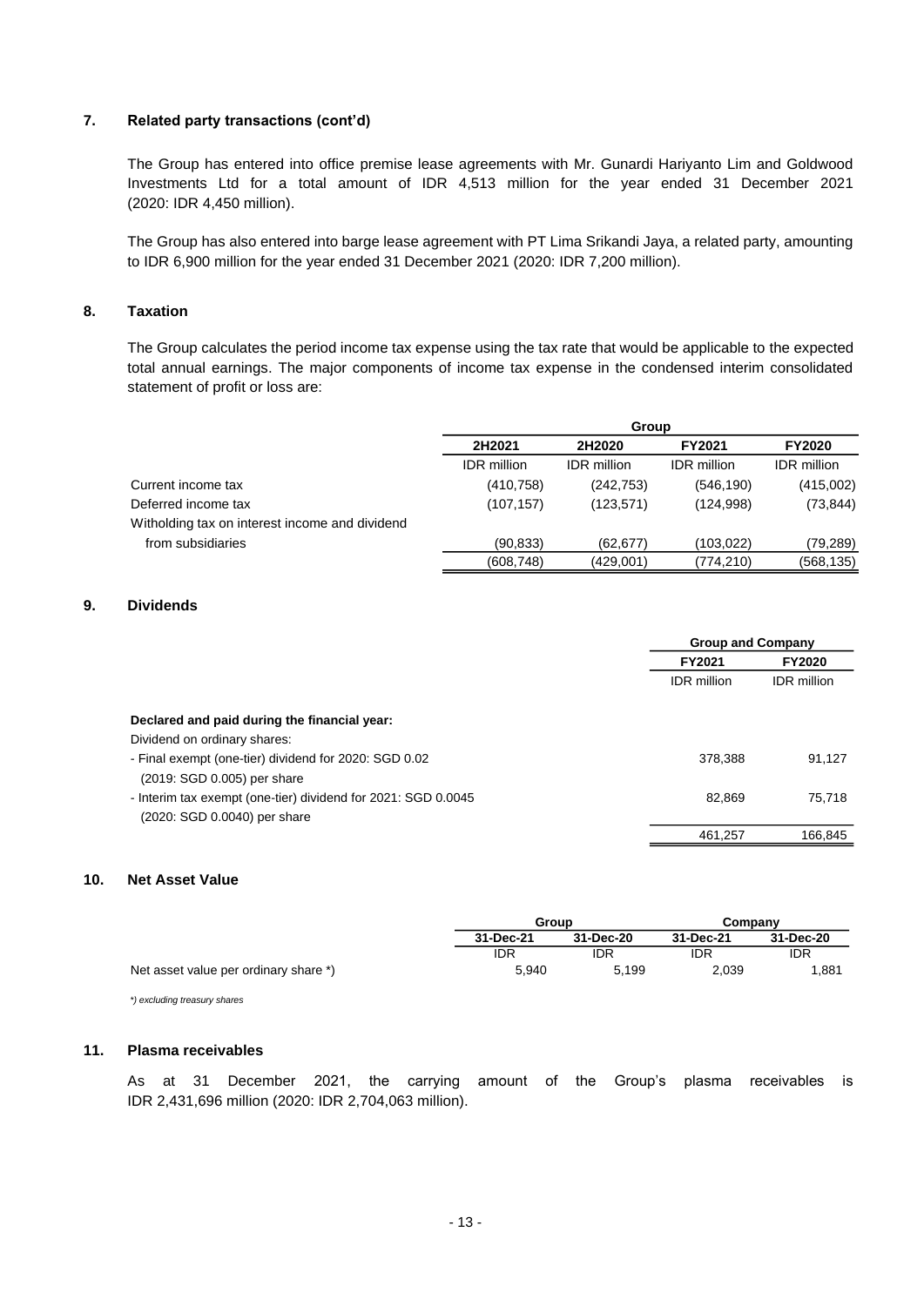## 7. Related party transactions (cont'd)

The Group has entered into office premise lease agreements with Mr. Gunardi Hariyanto Lim and Goldwood Investments Ltd for a total amount of IDR 4,513 million for the year ended 31 December 2021 (2020: IDR 4,450 million).

The Group has also entered into barge lease agreement with PT Lima Srikandi Jaya, a related party, amounting to IDR 6,900 million for the year ended 31 December 2021 (2020: IDR 7,200 million).

## 8. Taxation

The Group calculates the period income tax expense using the tax rate that would be applicable to the expected total annual earnings. The major components of income tax expense in the condensed interim consolidated statement of profit or loss are:

| | Group | | | |
|---|---|---|---|---|
| | **2H2021** | **2H2020** | **FY2021** | **FY2020** |
| | IDR million | IDR million | IDR million | IDR million |
| Current income tax | (410,758) | (242,753) | (546,190) | (415,002) |
| Deferred income tax | (107,157) | (123,571) | (124,998) | (73,844) |
| Witholding tax on interest income and dividend from subsidiaries | (90,833) | (62,677) | (103,022) | (79,289) |
| | (608,748) | (429,001) | (774,210) | (568,135) |

## 9. Dividends

| | Group and Company | |
|---|---|---|
| | **FY2021** | **FY2020** |
| | IDR million | IDR million |
| **Declared and paid during the financial year:** | | |
| Dividend on ordinary shares: | | |
| - Final exempt (one-tier) dividend for 2020: SGD 0.02 (2019: SGD 0.005) per share | 378,388 | 91,127 |
| - Interim tax exempt (one-tier) dividend for 2021: SGD 0.0045 (2020: SGD 0.0040) per share | 82,869 | 75,718 |
| | 461,257 | 166,845 |

## 10. Net Asset Value

| | Group | | Company | |
|---|---|---|---|---|
| | **31-Dec-21** | **31-Dec-20** | **31-Dec-21** | **31-Dec-20** |
| | IDR | IDR | IDR | IDR |
| Net asset value per ordinary share *) | 5,940 | 5,199 | 2,039 | 1,881 |

*\*) excluding treasury shares*

## 11. Plasma receivables

As at 31 December 2021, the carrying amount of the Group's plasma receivables is IDR 2,431,696 million (2020: IDR 2,704,063 million).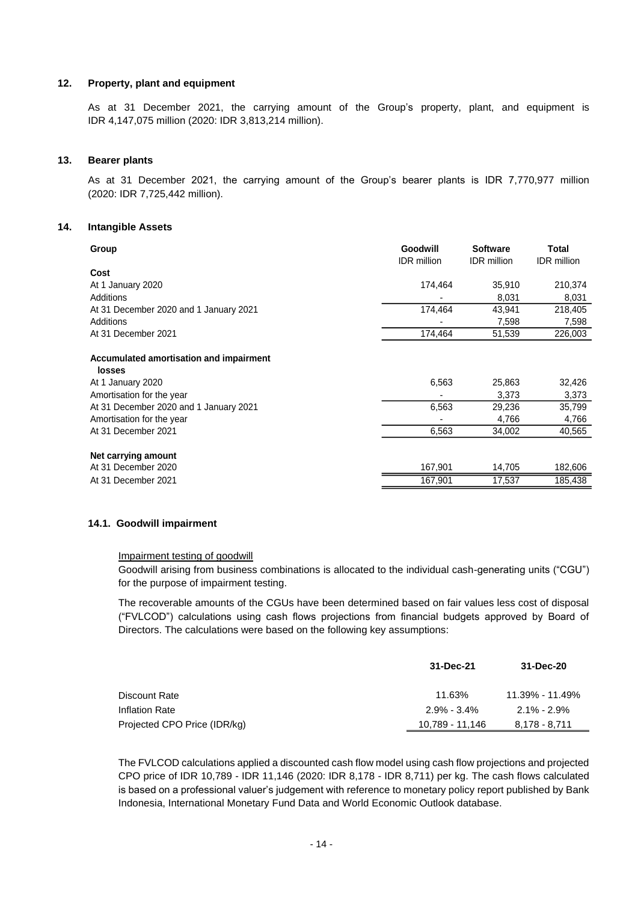## 12. Property, plant and equipment

As at 31 December 2021, the carrying amount of the Group's property, plant, and equipment is IDR 4,147,075 million (2020: IDR 3,813,214 million).

## 13. Bearer plants

As at 31 December 2021, the carrying amount of the Group's bearer plants is IDR 7,770,977 million (2020: IDR 7,725,442 million).

## 14. Intangible Assets

| Group | Goodwill<br>IDR million | Software<br>IDR million | Total<br>IDR million |
|---|---|---|---|
| **Cost** | | | |
| At 1 January 2020 | 174,464 | 35,910 | 210,374 |
| Additions | - | 8,031 | 8,031 |
| At 31 December 2020 and 1 January 2021 | 174,464 | 43,941 | 218,405 |
| Additions | - | 7,598 | 7,598 |
| At 31 December 2021 | 174,464 | 51,539 | 226,003 |
| **Accumulated amortisation and impairment losses** | | | |
| At 1 January 2020 | 6,563 | 25,863 | 32,426 |
| Amortisation for the year | - | 3,373 | 3,373 |
| At 31 December 2020 and 1 January 2021 | 6,563 | 29,236 | 35,799 |
| Amortisation for the year | - | 4,766 | 4,766 |
| At 31 December 2021 | 6,563 | 34,002 | 40,565 |
| **Net carrying amount** | | | |
| At 31 December 2020 | 167,901 | 14,705 | 182,606 |
| At 31 December 2021 | 167,901 | 17,537 | 185,438 |

### 14.1. Goodwill impairment

Impairment testing of goodwill

Goodwill arising from business combinations is allocated to the individual cash-generating units ("CGU") for the purpose of impairment testing.

The recoverable amounts of the CGUs have been determined based on fair values less cost of disposal ("FVLCOD") calculations using cash flows projections from financial budgets approved by Board of Directors. The calculations were based on the following key assumptions:

| | 31-Dec-21 | 31-Dec-20 |
|---|---|---|
| Discount Rate | 11.63% | 11.39% - 11.49% |
| Inflation Rate | 2.9% - 3.4% | 2.1% - 2.9% |
| Projected CPO Price (IDR/kg) | 10,789 - 11,146 | 8,178 - 8,711 |

The FVLCOD calculations applied a discounted cash flow model using cash flow projections and projected CPO price of IDR 10,789 - IDR 11,146 (2020: IDR 8,178 - IDR 8,711) per kg. The cash flows calculated is based on a professional valuer's judgement with reference to monetary policy report published by Bank Indonesia, International Monetary Fund Data and World Economic Outlook database.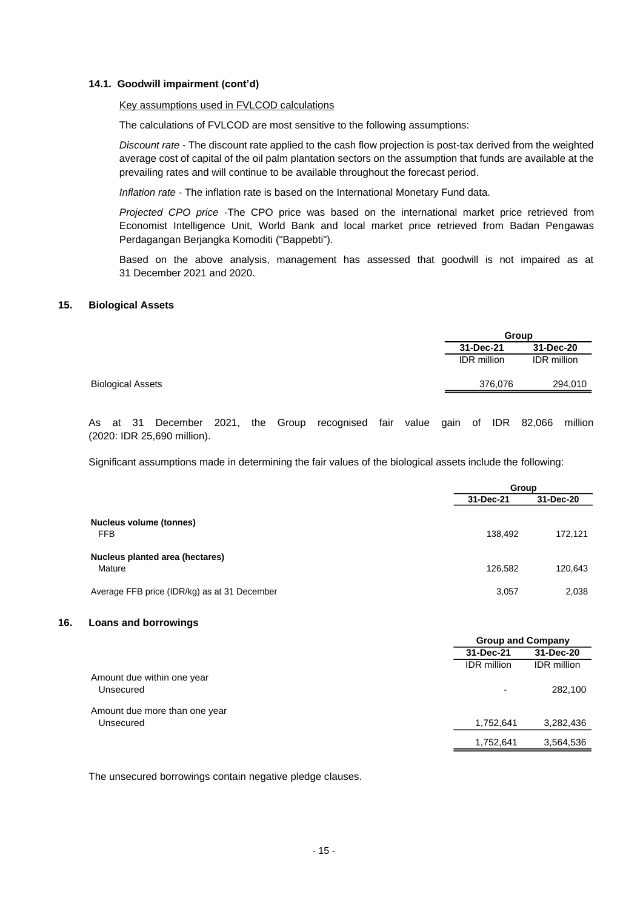### 14.1. Goodwill impairment (cont'd)

Key assumptions used in FVLCOD calculations

The calculations of FVLCOD are most sensitive to the following assumptions:

*Discount rate* - The discount rate applied to the cash flow projection is post-tax derived from the weighted average cost of capital of the oil palm plantation sectors on the assumption that funds are available at the prevailing rates and will continue to be available throughout the forecast period.

*Inflation rate* - The inflation rate is based on the International Monetary Fund data.

*Projected CPO price* -The CPO price was based on the international market price retrieved from Economist Intelligence Unit, World Bank and local market price retrieved from Badan Pengawas Perdagangan Berjangka Komoditi ("Bappebti").

Based on the above analysis, management has assessed that goodwill is not impaired as at 31 December 2021 and 2020.

## 15. Biological Assets

| | Group | |
|---|---|---|
| | 31-Dec-21 | 31-Dec-20 |
| | IDR million | IDR million |
| Biological Assets | 376,076 | 294,010 |

As at 31 December 2021, the Group recognised fair value gain of IDR 82,066 million (2020: IDR 25,690 million).

Significant assumptions made in determining the fair values of the biological assets include the following:

| | Group | |
|---|---|---|
| | 31-Dec-21 | 31-Dec-20 |
| **Nucleus volume (tonnes)** | | |
| FFB | 138,492 | 172,121 |
| **Nucleus planted area (hectares)** | | |
| Mature | 126,582 | 120,643 |
| Average FFB price (IDR/kg) as at 31 December | 3,057 | 2,038 |

## 16. Loans and borrowings

| | Group and Company | |
|---|---|---|
| | 31-Dec-21 | 31-Dec-20 |
| | IDR million | IDR million |
| Amount due within one year | | |
| Unsecured | - | 282,100 |
| Amount due more than one year | | |
| Unsecured | 1,752,641 | 3,282,436 |
| | 1,752,641 | 3,564,536 |

The unsecured borrowings contain negative pledge clauses.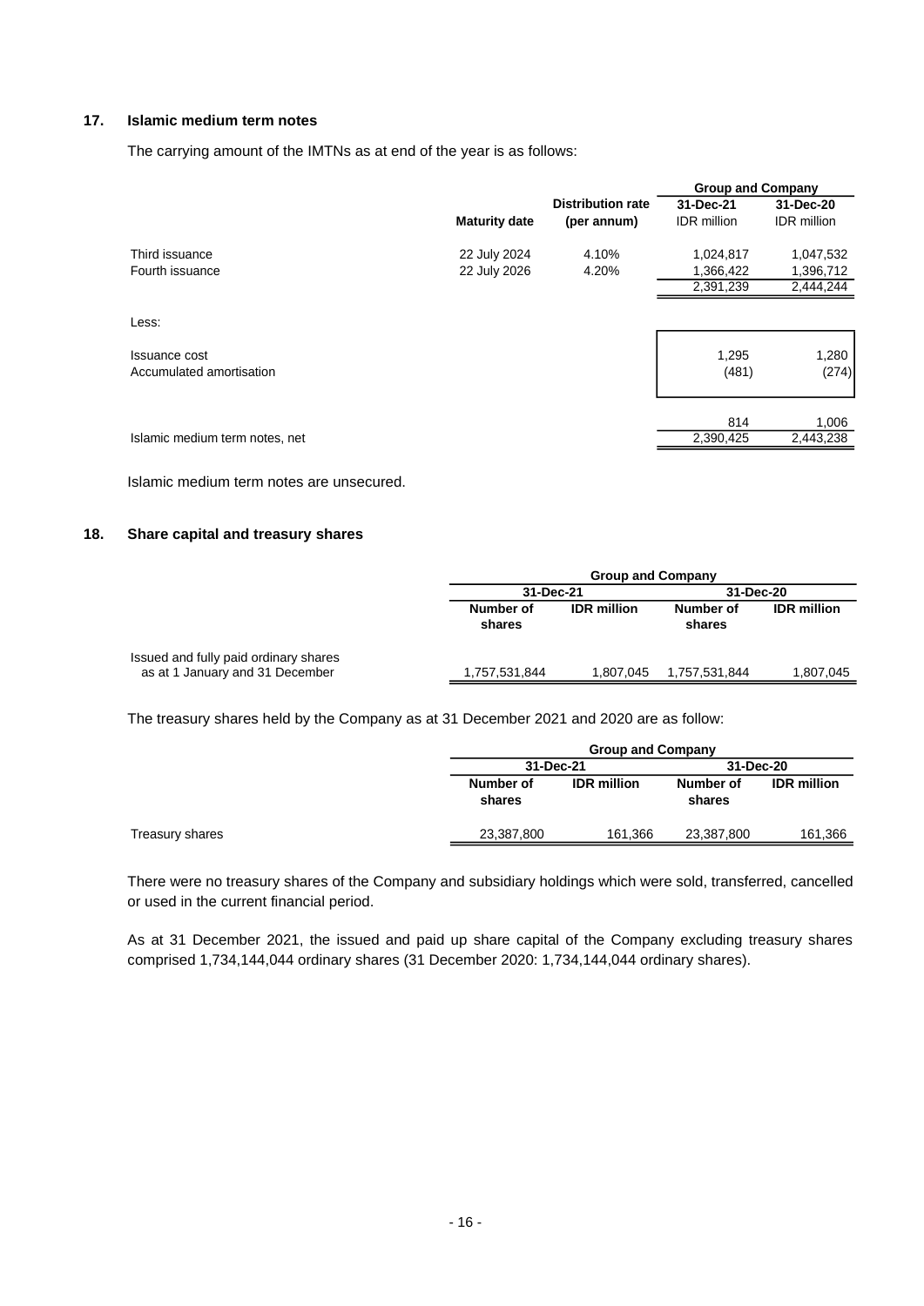## 17. Islamic medium term notes

The carrying amount of the IMTNs as at end of the year is as follows:

| | Maturity date | Distribution rate (per annum) | Group and Company 31-Dec-21 IDR million | 31-Dec-20 IDR million |
|---|---|---|---|---|
| Third issuance | 22 July 2024 | 4.10% | 1,024,817 | 1,047,532 |
| Fourth issuance | 22 July 2026 | 4.20% | 1,366,422 | 1,396,712 |
| | | | 2,391,239 | 2,444,244 |
| Less: | | | | |
| Issuance cost | | | 1,295 | 1,280 |
| Accumulated amortisation | | | (481) | (274) |
| | | | 814 | 1,006 |
| Islamic medium term notes, net | | | 2,390,425 | 2,443,238 |

Islamic medium term notes are unsecured.

## 18. Share capital and treasury shares

| | Group and Company | | | |
|---|---|---|---|---|
| | 31-Dec-21 | | 31-Dec-20 | |
| | Number of shares | IDR million | Number of shares | IDR million |
| Issued and fully paid ordinary shares as at 1 January and 31 December | 1,757,531,844 | 1,807,045 | 1,757,531,844 | 1,807,045 |

The treasury shares held by the Company as at 31 December 2021 and 2020 are as follow:

| | Group and Company | | | |
|---|---|---|---|---|
| | 31-Dec-21 | | 31-Dec-20 | |
| | Number of shares | IDR million | Number of shares | IDR million |
| Treasury shares | 23,387,800 | 161,366 | 23,387,800 | 161,366 |

There were no treasury shares of the Company and subsidiary holdings which were sold, transferred, cancelled or used in the current financial period.

As at 31 December 2021, the issued and paid up share capital of the Company excluding treasury shares comprised 1,734,144,044 ordinary shares (31 December 2020: 1,734,144,044 ordinary shares).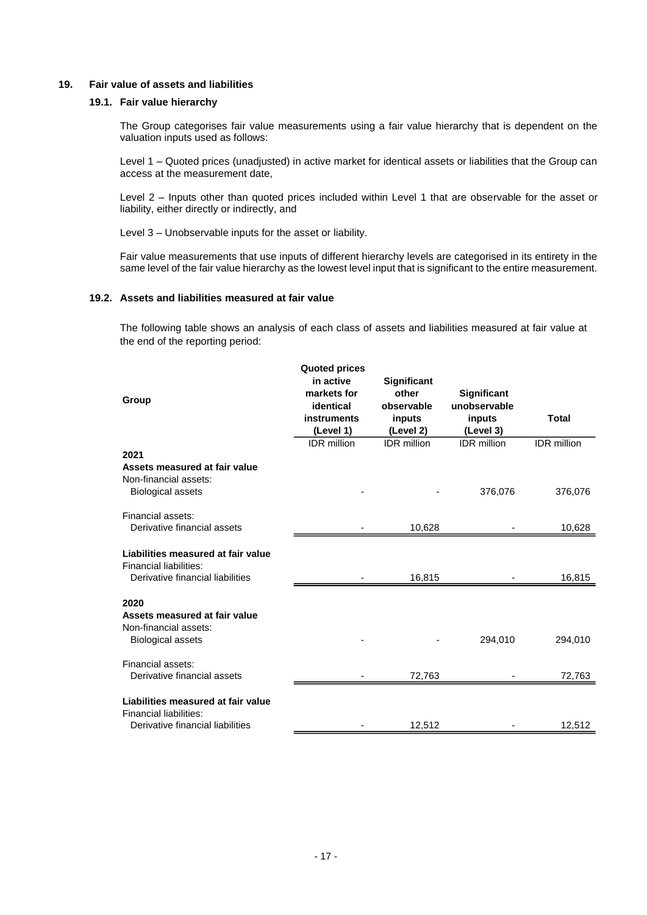## 19. Fair value of assets and liabilities

### 19.1. Fair value hierarchy

The Group categorises fair value measurements using a fair value hierarchy that is dependent on the valuation inputs used as follows:

Level 1 – Quoted prices (unadjusted) in active market for identical assets or liabilities that the Group can access at the measurement date,

Level 2 – Inputs other than quoted prices included within Level 1 that are observable for the asset or liability, either directly or indirectly, and

Level 3 – Unobservable inputs for the asset or liability.

Fair value measurements that use inputs of different hierarchy levels are categorised in its entirety in the same level of the fair value hierarchy as the lowest level input that is significant to the entire measurement.

### 19.2. Assets and liabilities measured at fair value

The following table shows an analysis of each class of assets and liabilities measured at fair value at the end of the reporting period:

| Group | Quoted prices in active markets for identical instruments (Level 1) | Significant other observable inputs (Level 2) | Significant unobservable inputs (Level 3) | Total |
|---|---|---|---|---|
| | IDR million | IDR million | IDR million | IDR million |
| **2021** | | | | |
| **Assets measured at fair value** | | | | |
| Non-financial assets: | | | | |
| Biological assets | - | - | 376,076 | 376,076 |
| Financial assets: | | | | |
| Derivative financial assets | - | 10,628 | - | 10,628 |
| **Liabilities measured at fair value** | | | | |
| Financial liabilities: | | | | |
| Derivative financial liabilities | - | 16,815 | - | 16,815 |
| **2020** | | | | |
| **Assets measured at fair value** | | | | |
| Non-financial assets: | | | | |
| Biological assets | - | - | 294,010 | 294,010 |
| Financial assets: | | | | |
| Derivative financial assets | - | 72,763 | - | 72,763 |
| **Liabilities measured at fair value** | | | | |
| Financial liabilities: | | | | |
| Derivative financial liabilities | - | 12,512 | - | 12,512 |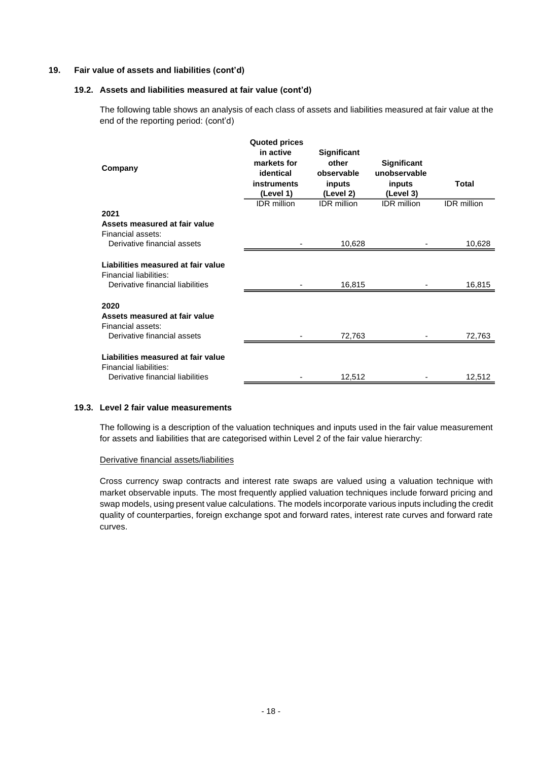## 19. Fair value of assets and liabilities (cont'd)

### 19.2. Assets and liabilities measured at fair value (cont'd)

The following table shows an analysis of each class of assets and liabilities measured at fair value at the end of the reporting period: (cont'd)

| Company | Quoted prices in active markets for identical instruments (Level 1) | Significant other observable inputs (Level 2) | Significant unobservable inputs (Level 3) | Total |
|---|---|---|---|---|
| | IDR million | IDR million | IDR million | IDR million |
| **2021** | | | | |
| **Assets measured at fair value** | | | | |
| Financial assets: | | | | |
| Derivative financial assets | - | 10,628 | - | 10,628 |
| **Liabilities measured at fair value** | | | | |
| Financial liabilities: | | | | |
| Derivative financial liabilities | - | 16,815 | - | 16,815 |
| **2020** | | | | |
| **Assets measured at fair value** | | | | |
| Financial assets: | | | | |
| Derivative financial assets | - | 72,763 | - | 72,763 |
| **Liabilities measured at fair value** | | | | |
| Financial liabilities: | | | | |
| Derivative financial liabilities | - | 12,512 | - | 12,512 |

### 19.3. Level 2 fair value measurements

The following is a description of the valuation techniques and inputs used in the fair value measurement for assets and liabilities that are categorised within Level 2 of the fair value hierarchy:

Derivative financial assets/liabilities

Cross currency swap contracts and interest rate swaps are valued using a valuation technique with market observable inputs. The most frequently applied valuation techniques include forward pricing and swap models, using present value calculations. The models incorporate various inputs including the credit quality of counterparties, foreign exchange spot and forward rates, interest rate curves and forward rate curves.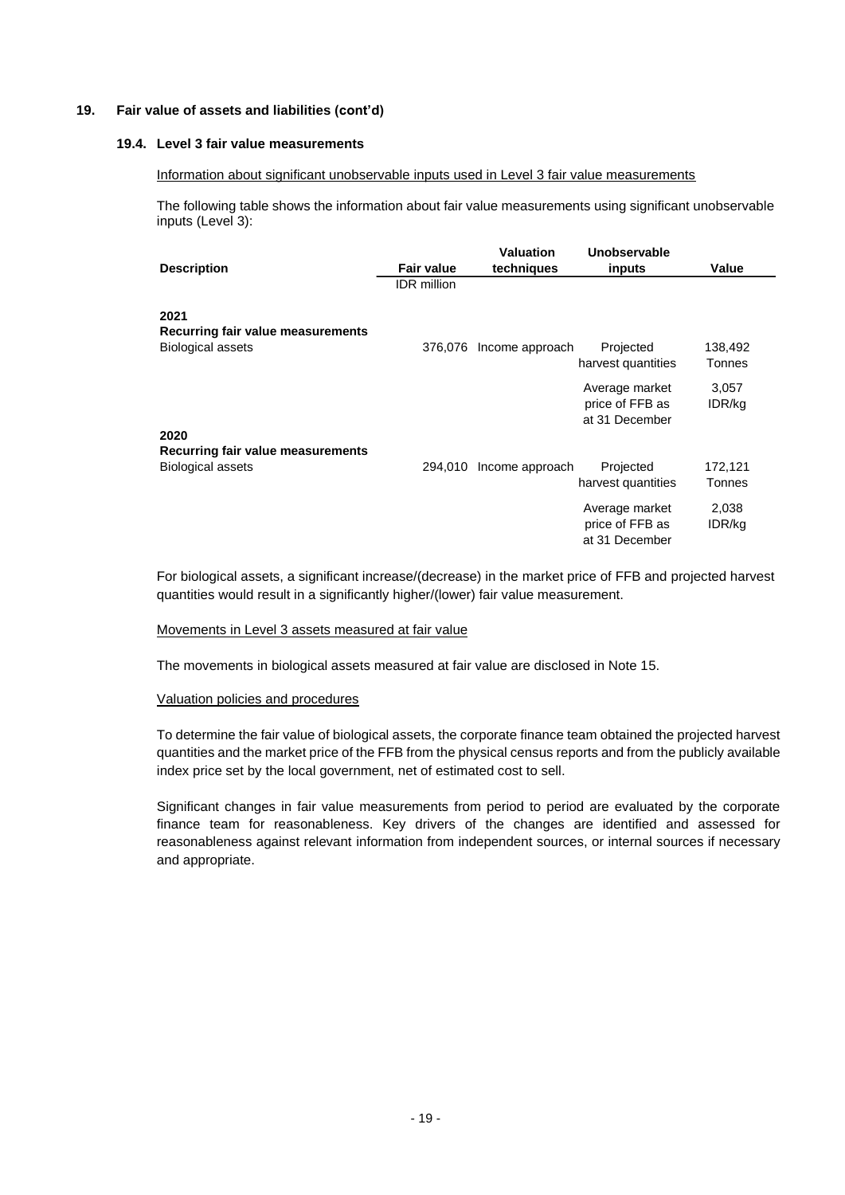## 19. Fair value of assets and liabilities (cont'd)

### 19.4. Level 3 fair value measurements

Information about significant unobservable inputs used in Level 3 fair value measurements

The following table shows the information about fair value measurements using significant unobservable inputs (Level 3):

| Description | Fair value | Valuation techniques | Unobservable inputs | Value |
|---|---|---|---|---|
| | IDR million | | | |
| **2021** | | | | |
| **Recurring fair value measurements** | | | | |
| Biological assets | 376,076 | Income approach | Projected harvest quantities | 138,492 Tonnes |
| | | | Average market price of FFB as at 31 December | 3,057 IDR/kg |
| **2020** | | | | |
| **Recurring fair value measurements** | | | | |
| Biological assets | 294,010 | Income approach | Projected harvest quantities | 172,121 Tonnes |
| | | | Average market price of FFB as at 31 December | 2,038 IDR/kg |

For biological assets, a significant increase/(decrease) in the market price of FFB and projected harvest quantities would result in a significantly higher/(lower) fair value measurement.

Movements in Level 3 assets measured at fair value

The movements in biological assets measured at fair value are disclosed in Note 15.

Valuation policies and procedures

To determine the fair value of biological assets, the corporate finance team obtained the projected harvest quantities and the market price of the FFB from the physical census reports and from the publicly available index price set by the local government, net of estimated cost to sell.

Significant changes in fair value measurements from period to period are evaluated by the corporate finance team for reasonableness. Key drivers of the changes are identified and assessed for reasonableness against relevant information from independent sources, or internal sources if necessary and appropriate.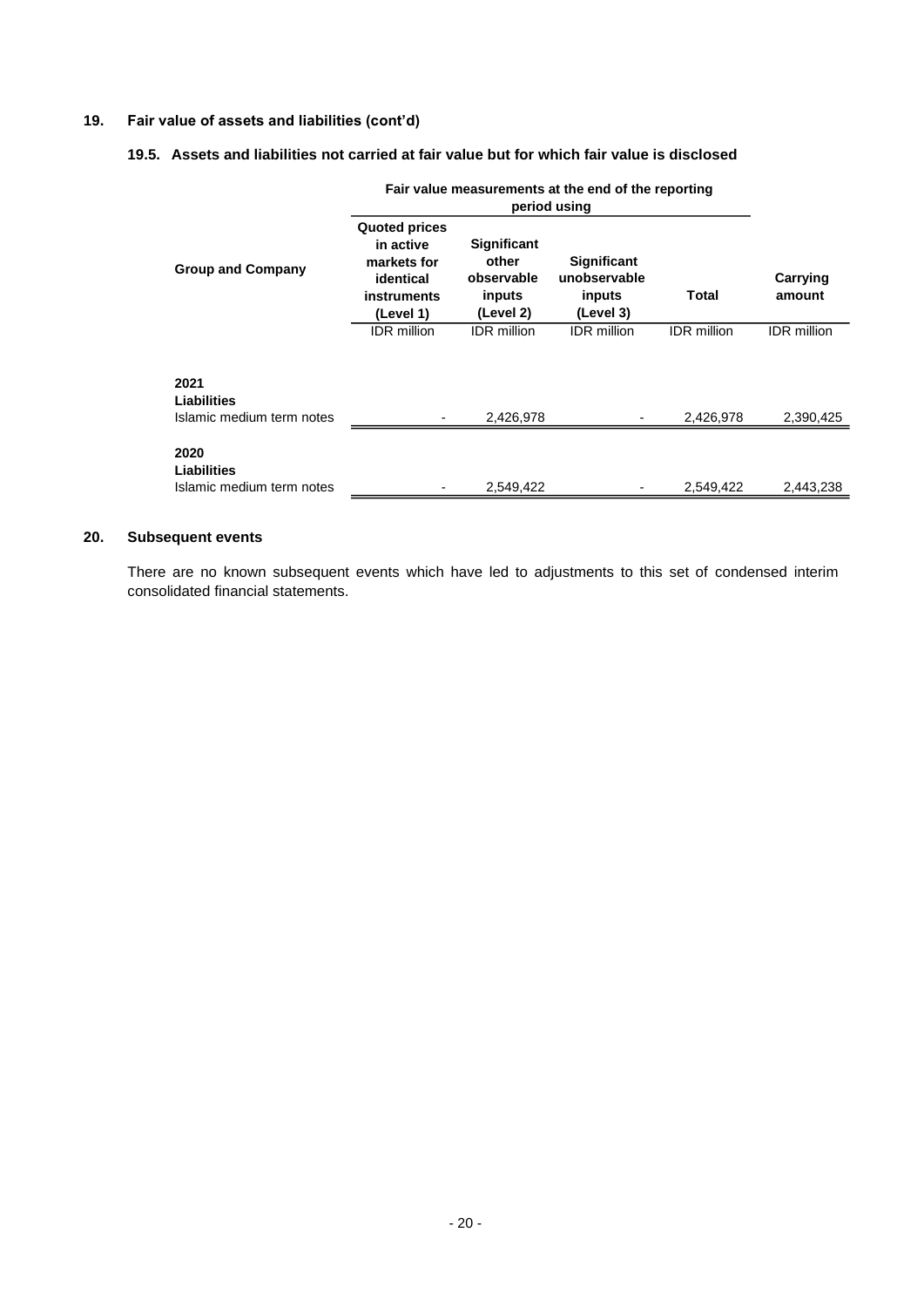## 19. Fair value of assets and liabilities (cont'd)

### 19.5. Assets and liabilities not carried at fair value but for which fair value is disclosed

| Group and Company | Fair value measurements at the end of the reporting period using | | | | |
|---|---|---|---|---|---|
| | **Quoted prices in active markets for identical instruments (Level 1)** | **Significant other observable inputs (Level 2)** | **Significant unobservable inputs (Level 3)** | **Total** | **Carrying amount** |
| | IDR million | IDR million | IDR million | IDR million | IDR million |
| **2021** | | | | | |
| **Liabilities** | | | | | |
| Islamic medium term notes | - | 2,426,978 | - | 2,426,978 | 2,390,425 |
| **2020** | | | | | |
| **Liabilities** | | | | | |
| Islamic medium term notes | - | 2,549,422 | - | 2,549,422 | 2,443,238 |

## 20. Subsequent events

There are no known subsequent events which have led to adjustments to this set of condensed interim consolidated financial statements.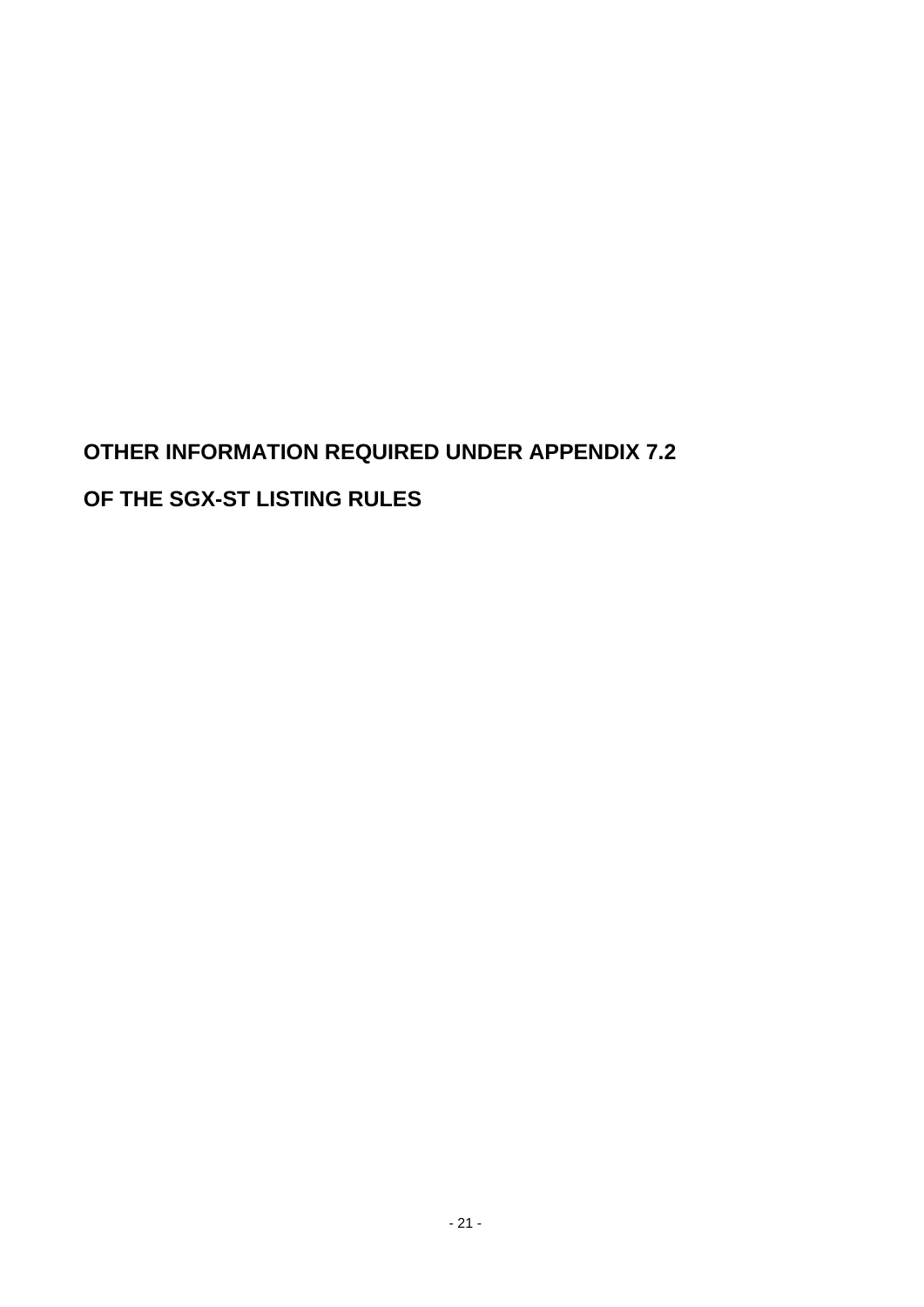# OTHER INFORMATION REQUIRED UNDER APPENDIX 7.2

# OF THE SGX-ST LISTING RULES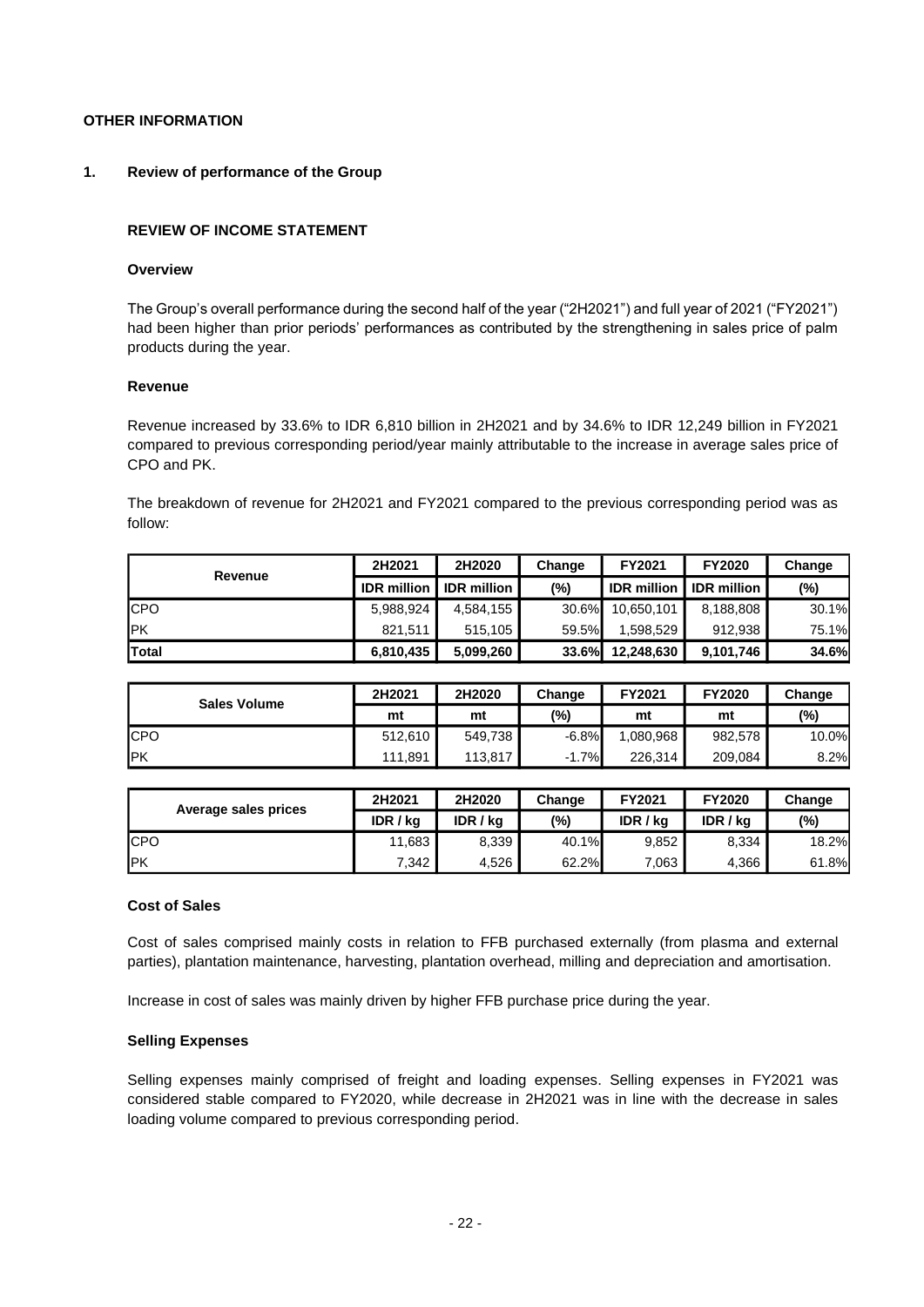**OTHER INFORMATION**

**1. Review of performance of the Group**

**REVIEW OF INCOME STATEMENT**

**Overview**

The Group's overall performance during the second half of the year ("2H2021") and full year of 2021 ("FY2021") had been higher than prior periods' performances as contributed by the strengthening in sales price of palm products during the year.

**Revenue**

Revenue increased by 33.6% to IDR 6,810 billion in 2H2021 and by 34.6% to IDR 12,249 billion in FY2021 compared to previous corresponding period/year mainly attributable to the increase in average sales price of CPO and PK.

The breakdown of revenue for 2H2021 and FY2021 compared to the previous corresponding period was as follow:

| Revenue | 2H2021 | 2H2020 | Change | FY2021 | FY2020 | Change |
|---|---|---|---|---|---|---|
| | IDR million | IDR million | (%) | IDR million | IDR million | (%) |
| CPO | 5,988,924 | 4,584,155 | 30.6% | 10,650,101 | 8,188,808 | 30.1% |
| PK | 821,511 | 515,105 | 59.5% | 1,598,529 | 912,938 | 75.1% |
| **Total** | **6,810,435** | **5,099,260** | **33.6%** | **12,248,630** | **9,101,746** | **34.6%** |

| Sales Volume | 2H2021 | 2H2020 | Change | FY2021 | FY2020 | Change |
|---|---|---|---|---|---|---|
| | mt | mt | (%) | mt | mt | (%) |
| CPO | 512,610 | 549,738 | -6.8% | 1,080,968 | 982,578 | 10.0% |
| PK | 111,891 | 113,817 | -1.7% | 226,314 | 209,084 | 8.2% |

| Average sales prices | 2H2021 | 2H2020 | Change | FY2021 | FY2020 | Change |
|---|---|---|---|---|---|---|
| | IDR / kg | IDR / kg | (%) | IDR / kg | IDR / kg | (%) |
| CPO | 11,683 | 8,339 | 40.1% | 9,852 | 8,334 | 18.2% |
| PK | 7,342 | 4,526 | 62.2% | 7,063 | 4,366 | 61.8% |

**Cost of Sales**

Cost of sales comprised mainly costs in relation to FFB purchased externally (from plasma and external parties), plantation maintenance, harvesting, plantation overhead, milling and depreciation and amortisation.

Increase in cost of sales was mainly driven by higher FFB purchase price during the year.

**Selling Expenses**

Selling expenses mainly comprised of freight and loading expenses. Selling expenses in FY2021 was considered stable compared to FY2020, while decrease in 2H2021 was in line with the decrease in sales loading volume compared to previous corresponding period.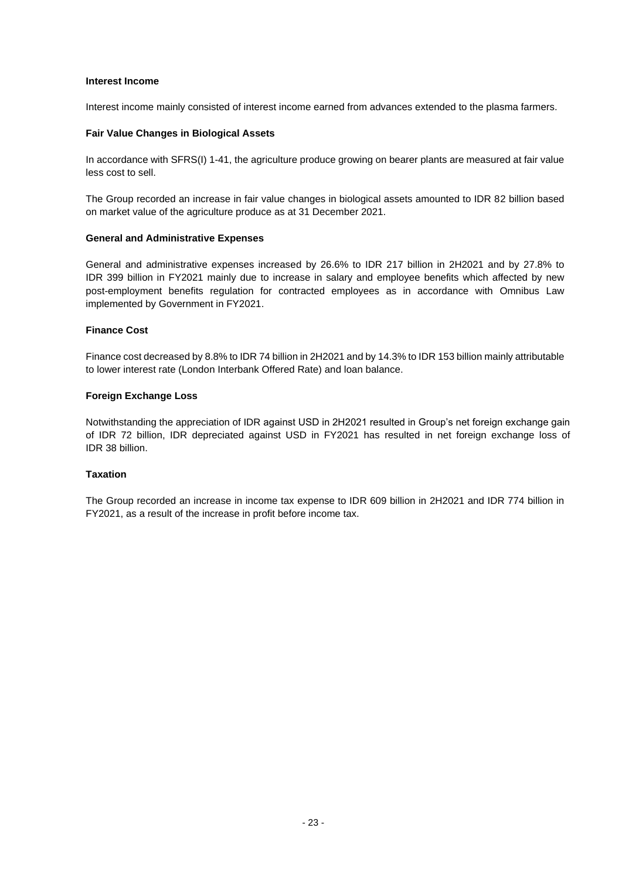**Interest Income**

Interest income mainly consisted of interest income earned from advances extended to the plasma farmers.

**Fair Value Changes in Biological Assets**

In accordance with SFRS(I) 1-41, the agriculture produce growing on bearer plants are measured at fair value less cost to sell.

The Group recorded an increase in fair value changes in biological assets amounted to IDR 82 billion based on market value of the agriculture produce as at 31 December 2021.

**General and Administrative Expenses**

General and administrative expenses increased by 26.6% to IDR 217 billion in 2H2021 and by 27.8% to IDR 399 billion in FY2021 mainly due to increase in salary and employee benefits which affected by new post-employment benefits regulation for contracted employees as in accordance with Omnibus Law implemented by Government in FY2021.

**Finance Cost**

Finance cost decreased by 8.8% to IDR 74 billion in 2H2021 and by 14.3% to IDR 153 billion mainly attributable to lower interest rate (London Interbank Offered Rate) and loan balance.

**Foreign Exchange Loss**

Notwithstanding the appreciation of IDR against USD in 2H2021 resulted in Group's net foreign exchange gain of IDR 72 billion, IDR depreciated against USD in FY2021 has resulted in net foreign exchange loss of IDR 38 billion.

**Taxation**

The Group recorded an increase in income tax expense to IDR 609 billion in 2H2021 and IDR 774 billion in FY2021, as a result of the increase in profit before income tax.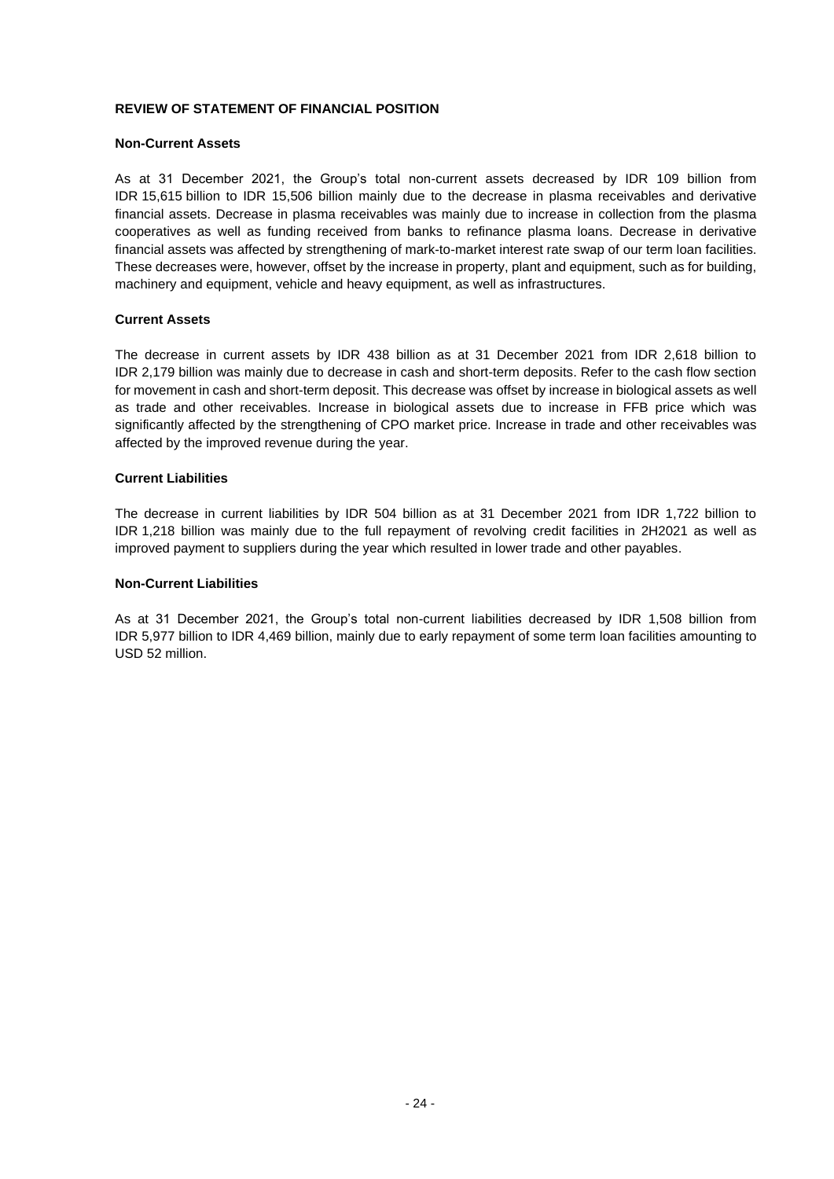## REVIEW OF STATEMENT OF FINANCIAL POSITION

### Non-Current Assets

As at 31 December 2021, the Group's total non-current assets decreased by IDR 109 billion from IDR 15,615 billion to IDR 15,506 billion mainly due to the decrease in plasma receivables and derivative financial assets. Decrease in plasma receivables was mainly due to increase in collection from the plasma cooperatives as well as funding received from banks to refinance plasma loans. Decrease in derivative financial assets was affected by strengthening of mark-to-market interest rate swap of our term loan facilities. These decreases were, however, offset by the increase in property, plant and equipment, such as for building, machinery and equipment, vehicle and heavy equipment, as well as infrastructures.

### Current Assets

The decrease in current assets by IDR 438 billion as at 31 December 2021 from IDR 2,618 billion to IDR 2,179 billion was mainly due to decrease in cash and short-term deposits. Refer to the cash flow section for movement in cash and short-term deposit. This decrease was offset by increase in biological assets as well as trade and other receivables. Increase in biological assets due to increase in FFB price which was significantly affected by the strengthening of CPO market price. Increase in trade and other receivables was affected by the improved revenue during the year.

### Current Liabilities

The decrease in current liabilities by IDR 504 billion as at 31 December 2021 from IDR 1,722 billion to IDR 1,218 billion was mainly due to the full repayment of revolving credit facilities in 2H2021 as well as improved payment to suppliers during the year which resulted in lower trade and other payables.

### Non-Current Liabilities

As at 31 December 2021, the Group's total non-current liabilities decreased by IDR 1,508 billion from IDR 5,977 billion to IDR 4,469 billion, mainly due to early repayment of some term loan facilities amounting to USD 52 million.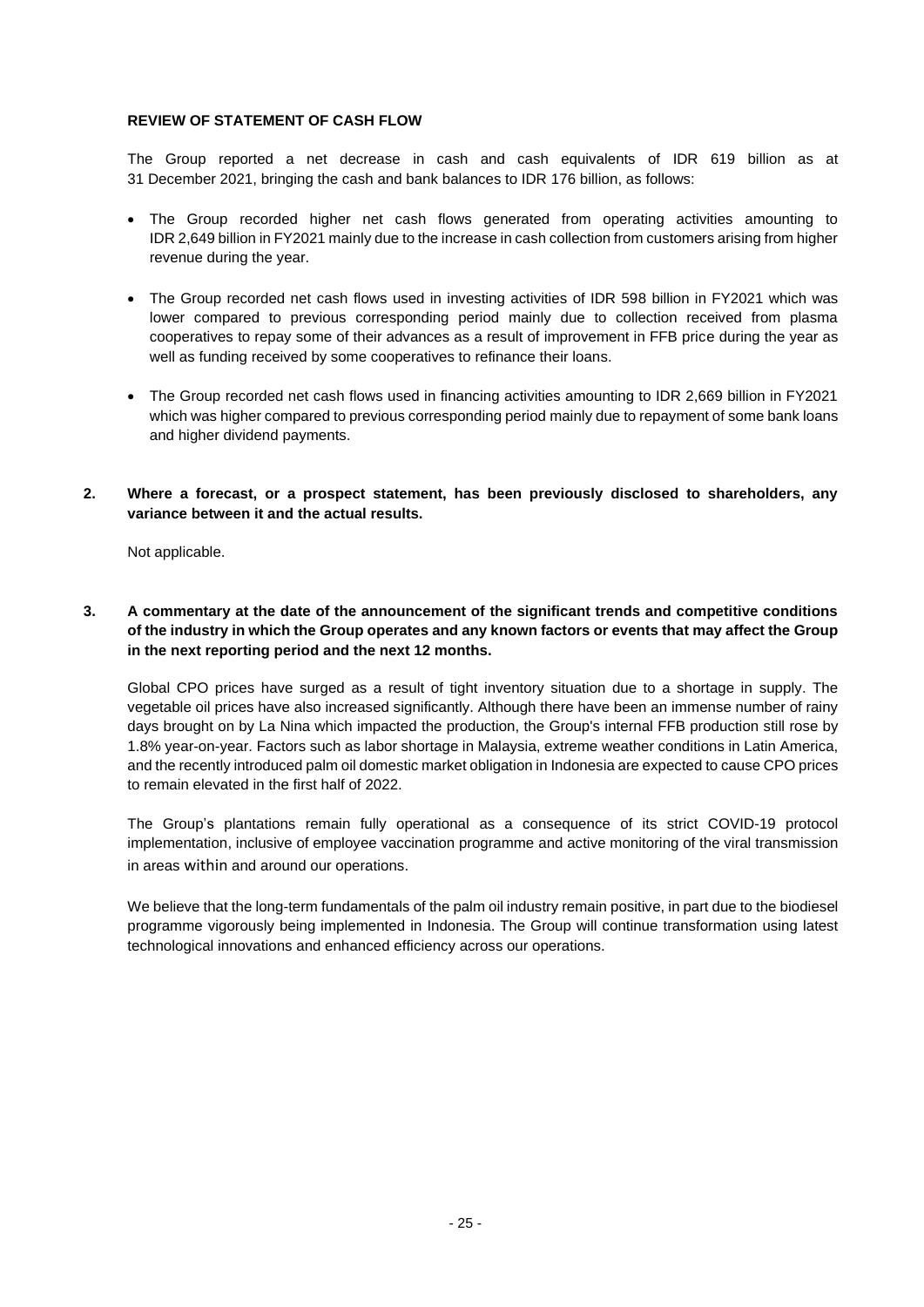**REVIEW OF STATEMENT OF CASH FLOW**

The Group reported a net decrease in cash and cash equivalents of IDR 619 billion as at 31 December 2021, bringing the cash and bank balances to IDR 176 billion, as follows:

- The Group recorded higher net cash flows generated from operating activities amounting to IDR 2,649 billion in FY2021 mainly due to the increase in cash collection from customers arising from higher revenue during the year.
- The Group recorded net cash flows used in investing activities of IDR 598 billion in FY2021 which was lower compared to previous corresponding period mainly due to collection received from plasma cooperatives to repay some of their advances as a result of improvement in FFB price during the year as well as funding received by some cooperatives to refinance their loans.
- The Group recorded net cash flows used in financing activities amounting to IDR 2,669 billion in FY2021 which was higher compared to previous corresponding period mainly due to repayment of some bank loans and higher dividend payments.

**2. Where a forecast, or a prospect statement, has been previously disclosed to shareholders, any variance between it and the actual results.**

Not applicable.

**3. A commentary at the date of the announcement of the significant trends and competitive conditions of the industry in which the Group operates and any known factors or events that may affect the Group in the next reporting period and the next 12 months.**

Global CPO prices have surged as a result of tight inventory situation due to a shortage in supply. The vegetable oil prices have also increased significantly. Although there have been an immense number of rainy days brought on by La Nina which impacted the production, the Group's internal FFB production still rose by 1.8% year-on-year. Factors such as labor shortage in Malaysia, extreme weather conditions in Latin America, and the recently introduced palm oil domestic market obligation in Indonesia are expected to cause CPO prices to remain elevated in the first half of 2022.

The Group's plantations remain fully operational as a consequence of its strict COVID-19 protocol implementation, inclusive of employee vaccination programme and active monitoring of the viral transmission in areas within and around our operations.

We believe that the long-term fundamentals of the palm oil industry remain positive, in part due to the biodiesel programme vigorously being implemented in Indonesia. The Group will continue transformation using latest technological innovations and enhanced efficiency across our operations.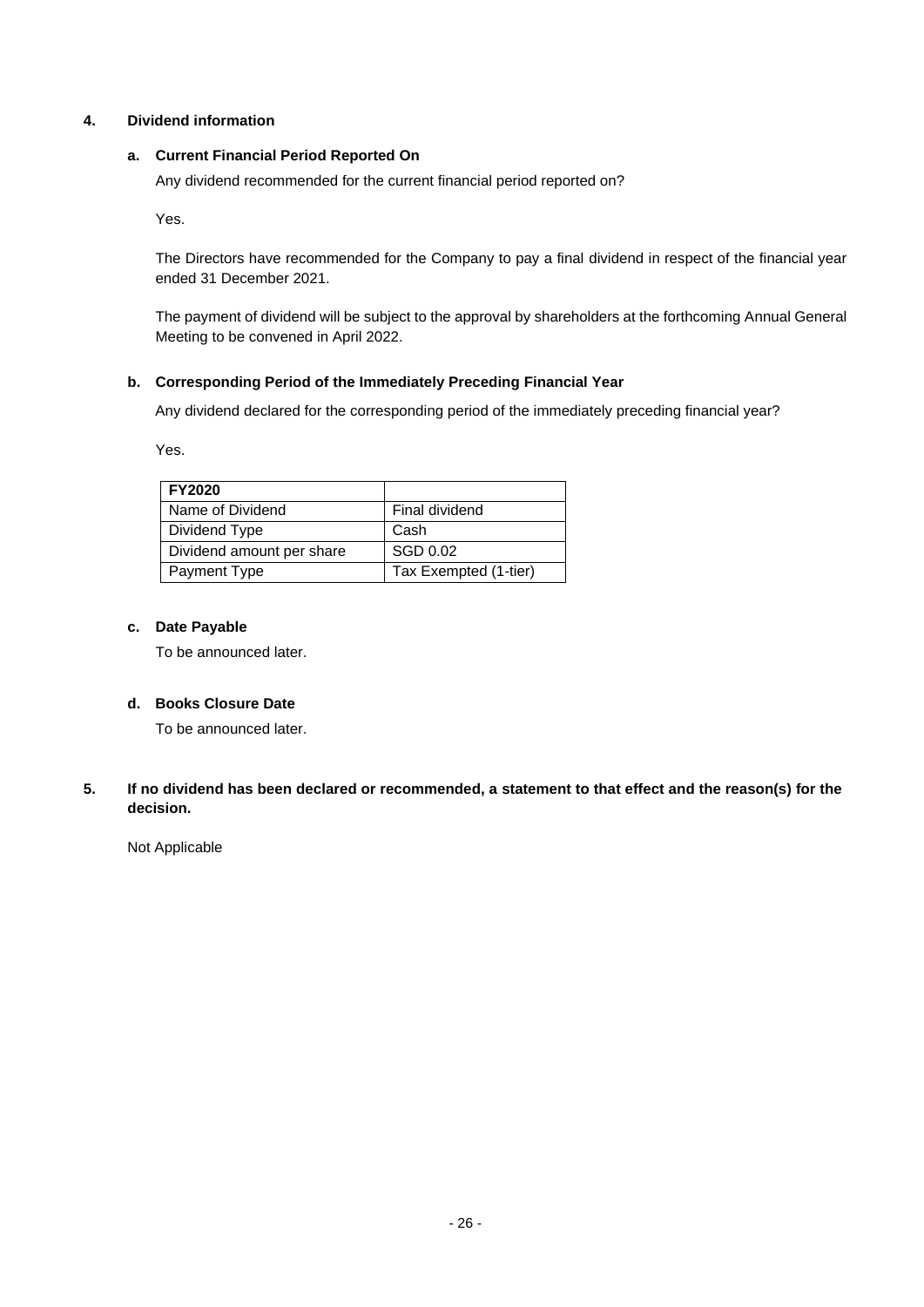## 4. Dividend information

### a. Current Financial Period Reported On

Any dividend recommended for the current financial period reported on?

Yes.

The Directors have recommended for the Company to pay a final dividend in respect of the financial year ended 31 December 2021.

The payment of dividend will be subject to the approval by shareholders at the forthcoming Annual General Meeting to be convened in April 2022.

### b. Corresponding Period of the Immediately Preceding Financial Year

Any dividend declared for the corresponding period of the immediately preceding financial year?

Yes.

| **FY2020** | |
|---|---|
| Name of Dividend | Final dividend |
| Dividend Type | Cash |
| Dividend amount per share | SGD 0.02 |
| Payment Type | Tax Exempted (1-tier) |

### c. Date Payable

To be announced later.

### d. Books Closure Date

To be announced later.

## 5. If no dividend has been declared or recommended, a statement to that effect and the reason(s) for the decision.

Not Applicable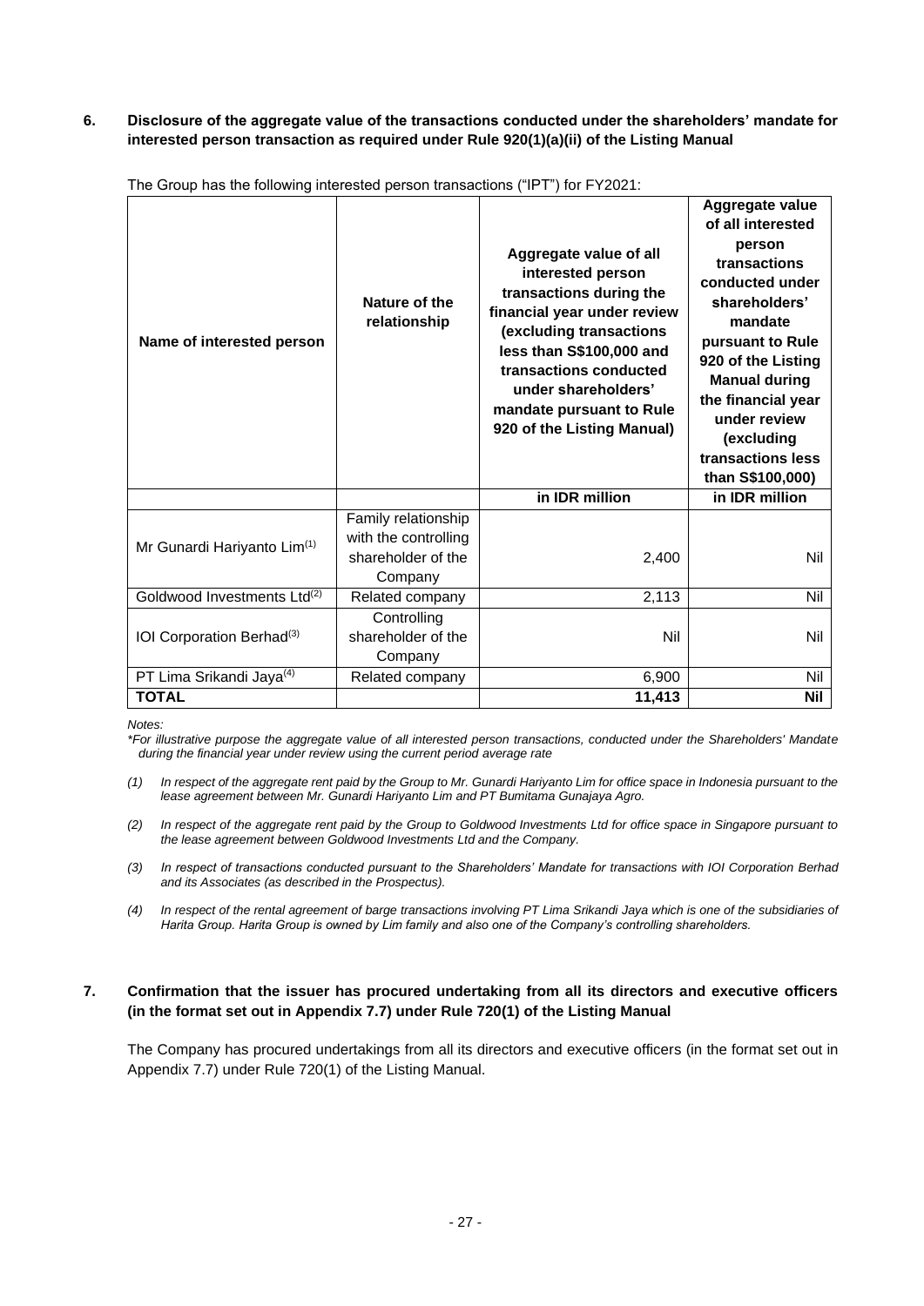## 6. Disclosure of the aggregate value of the transactions conducted under the shareholders' mandate for interested person transaction as required under Rule 920(1)(a)(ii) of the Listing Manual

The Group has the following interested person transactions ("IPT") for FY2021:

| Name of interested person | Nature of the relationship | Aggregate value of all interested person transactions during the financial year under review (excluding transactions less than S$100,000 and transactions conducted under shareholders' mandate pursuant to Rule 920 of the Listing Manual) | Aggregate value of all interested person transactions conducted under shareholders' mandate pursuant to Rule 920 of the Listing Manual during the financial year under review (excluding transactions less than S$100,000) |
|---|---|---|---|
| | | **in IDR million** | **in IDR million** |
| Mr Gunardi Hariyanto Lim[(1)] | Family relationship with the controlling shareholder of the Company | 2,400 | Nil |
| Goldwood Investments Ltd[(2)] | Related company | 2,113 | Nil |
| IOI Corporation Berhad[(3)] | Controlling shareholder of the Company | Nil | Nil |
| PT Lima Srikandi Jaya[(4)] | Related company | 6,900 | Nil |
| **TOTAL** | | **11,413** | **Nil** |

*Notes:*

**For illustrative purpose the aggregate value of all interested person transactions, conducted under the Shareholders' Mandate during the financial year under review using the current period average rate*

*(1) In respect of the aggregate rent paid by the Group to Mr. Gunardi Hariyanto Lim for office space in Indonesia pursuant to the lease agreement between Mr. Gunardi Hariyanto Lim and PT Bumitama Gunajaya Agro.*

*(2) In respect of the aggregate rent paid by the Group to Goldwood Investments Ltd for office space in Singapore pursuant to the lease agreement between Goldwood Investments Ltd and the Company.*

*(3) In respect of transactions conducted pursuant to the Shareholders' Mandate for transactions with IOI Corporation Berhad and its Associates (as described in the Prospectus).*

*(4) In respect of the rental agreement of barge transactions involving PT Lima Srikandi Jaya which is one of the subsidiaries of Harita Group. Harita Group is owned by Lim family and also one of the Company's controlling shareholders.*

## 7. Confirmation that the issuer has procured undertaking from all its directors and executive officers (in the format set out in Appendix 7.7) under Rule 720(1) of the Listing Manual

The Company has procured undertakings from all its directors and executive officers (in the format set out in Appendix 7.7) under Rule 720(1) of the Listing Manual.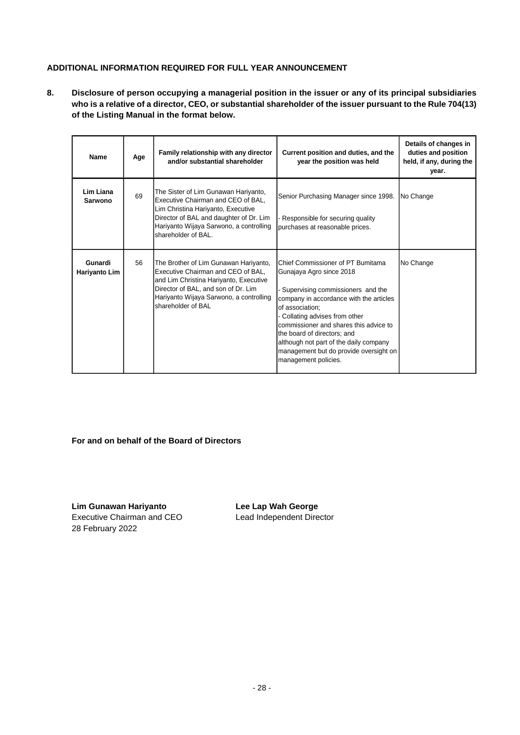**ADDITIONAL INFORMATION REQUIRED FOR FULL YEAR ANNOUNCEMENT**

**8. Disclosure of person occupying a managerial position in the issuer or any of its principal subsidiaries who is a relative of a director, CEO, or substantial shareholder of the issuer pursuant to the Rule 704(13) of the Listing Manual in the format below.**

| Name | Age | Family relationship with any director and/or substantial shareholder | Current position and duties, and the year the position was held | Details of changes in duties and position held, if any, during the year. |
|---|---|---|---|---|
| **Lim Liana Sarwono** | 69 | The Sister of Lim Gunawan Hariyanto, Executive Chairman and CEO of BAL, Lim Christina Hariyanto, Executive Director of BAL and daughter of Dr. Lim Hariyanto Wijaya Sarwono, a controlling shareholder of BAL. | Senior Purchasing Manager since 1998.<br><br>- Responsible for securing quality purchases at reasonable prices. | No Change |
| **Gunardi Hariyanto Lim** | 56 | The Brother of Lim Gunawan Hariyanto, Executive Chairman and CEO of BAL, and Lim Christina Hariyanto, Executive Director of BAL, and son of Dr. Lim Hariyanto Wijaya Sarwono, a controlling shareholder of BAL | Chief Commissioner of PT Bumitama Gunajaya Agro since 2018<br><br>- Supervising commissioners and the company in accordance with the articles of association;<br>- Collating advises from other commissioner and shares this advice to the board of directors; and although not part of the daily company management but do provide oversight on management policies. | No Change |

**For and on behalf of the Board of Directors**

**Lim Gunawan Hariyanto**
Executive Chairman and CEO
28 February 2022

**Lee Lap Wah George**
Lead Independent Director